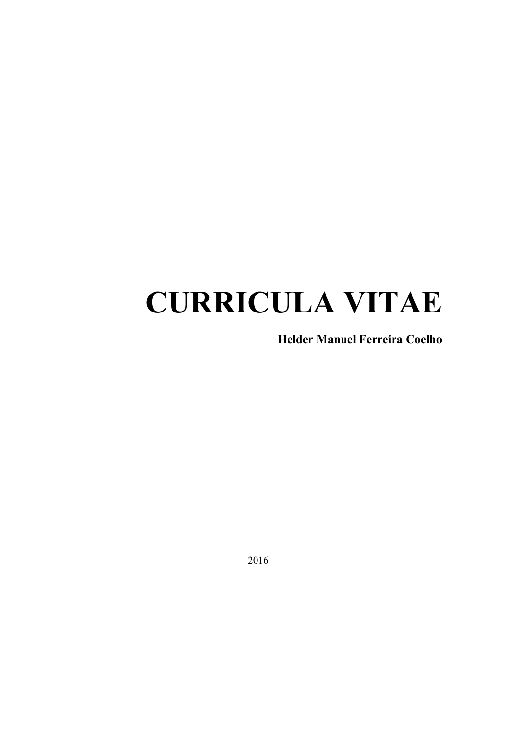# CURRICULA VITAE

**Helder Manuel Ferreira Coelho**

2016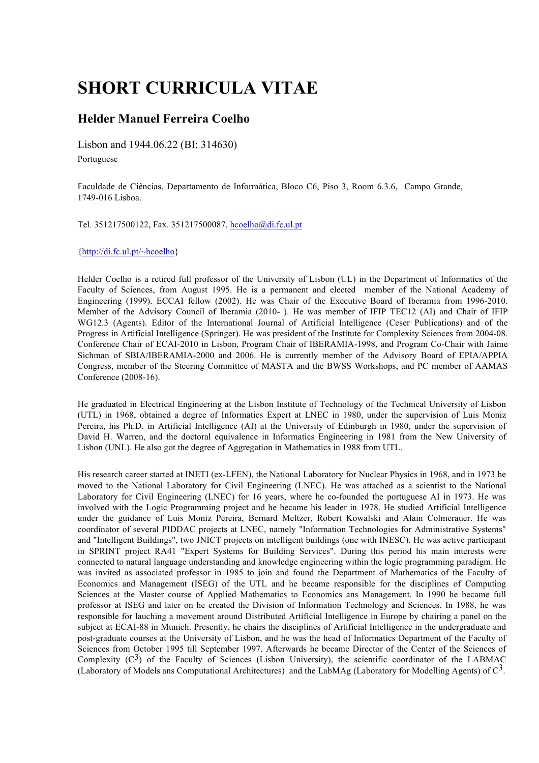# SHORT CURRICULA VITAE

## Helder Manuel Ferreira Coelho

Lisbon and 1944.06.22 (BI: 314630)

Portuguese

Faculdade de Ciências, Departamento de Informática, Bloco C6, Piso 3, Room 6.3.6, Campo Grande, 1749-016 Lisboa.

Tel. 351217500122, Fax. 351217500087, hcoelho@di.fc.ul.pt

{http://di.fc.ul.pt/~hcoelho}

Helder Coelho is a retired full professor of the University of Lisbon (UL) in the Department of Informatics of the Faculty of Sciences, from August 1995. He is a permanent and elected member of the National Academy of Engineering (1999). ECCAI fellow (2002). He was Chair of the Executive Board of Iberamia from 1996-2010. Member of the Advisory Council of Iberamia (2010- ). He was member of IFIP TEC12 (AI) and Chair of IFIP WG12.3 (Agents). Editor of the International Journal of Artificial Intelligence (Ceser Publications) and of the Progress in Artificial Intelligence (Springer). He was president of the Institute for Complexity Sciences from 2004-08. Conference Chair of ECAI-2010 in Lisbon, Program Chair of IBERAMIA-1998, and Program Co-Chair with Jaime Sichman of SBIA/IBERAMIA-2000 and 2006. He is currently member of the Advisory Board of EPIA/APPIA Congress, member of the Steering Committee of MASTA and the BWSS Workshops, and PC member of AAMAS Conference (2008-16).

He graduated in Electrical Engineering at the Lisbon Institute of Technology of the Technical University of Lisbon (UTL) in 1968, obtained a degree of Informatics Expert at LNEC in 1980, under the supervision of Luis Moniz Pereira, his Ph.D. in Artificial Intelligence (AI) at the University of Edinburgh in 1980, under the supervision of David H. Warren, and the doctoral equivalence in Informatics Engineering in 1981 from the New University of Lisbon (UNL). He also got the degree of Aggregation in Mathematics in 1988 from UTL.

His research career started at INETI (ex-LFEN), the National Laboratory for Nuclear Physics in 1968, and in 1973 he moved to the National Laboratory for Civil Engineering (LNEC). He was attached as a scientist to the National Laboratory for Civil Engineering (LNEC) for 16 years, where he co-founded the portuguese AI in 1973. He was involved with the Logic Programming project and he became his leader in 1978. He studied Artificial Intelligence under the guidance of Luis Moniz Pereira, Bernard Meltzer, Robert Kowalski and Alain Colmerauer. He was coordinator of several PIDDAC projects at LNEC, namely "Information Technologies for Administrative Systems" and "Intelligent Buildings", two JNICT projects on intelligent buildings (one with INESC). He was active participant in SPRINT project RA41 "Expert Systems for Building Services". During this period his main interests were connected to natural language understanding and knowledge engineering within the logic programming paradigm. He was invited as associated professor in 1985 to join and found the Department of Mathematics of the Faculty of Economics and Management (ISEG) of the UTL and he became responsible for the disciplines of Computing Sciences at the Master course of Applied Mathematics to Economics ans Management. In 1990 he became full professor at ISEG and later on he created the Division of Information Technology and Sciences. In 1988, he was responsible for lauching a movement around Distributed Artificial Intelligence in Europe by chairing a panel on the subject at ECAI-88 in Munich. Presently, he chairs the disciplines of Artificial Intelligence in the undergraduate and post-graduate courses at the University of Lisbon, and he was the head of Informatics Department of the Faculty of Sciences from October 1995 till September 1997. Afterwards he became Director of the Center of the Sciences of Complexity ($C^3$) of the Faculty of Sciences (Lisbon University), the scientific coordinator of the LABMAC (Laboratory of Models ans Computational Architectures) and the LabMAg (Laboratory for Modelling Agents) of $C^3$.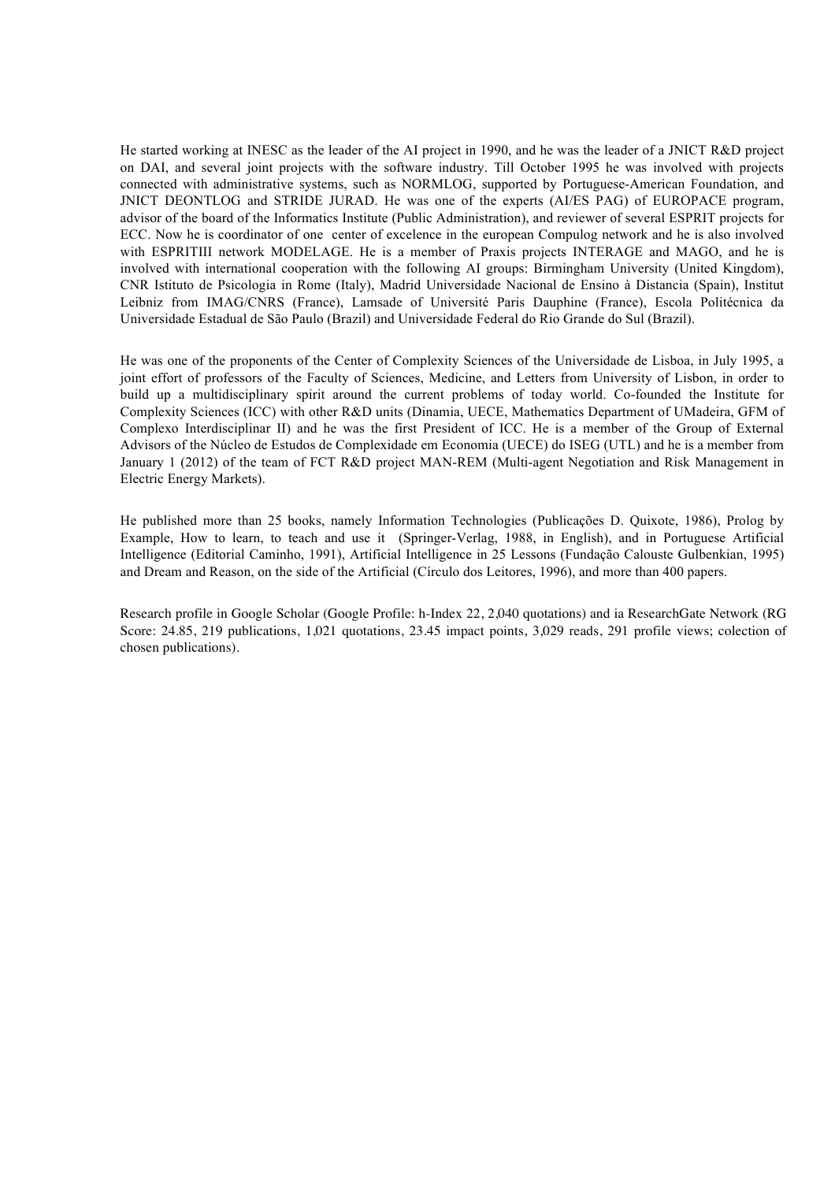He started working at INESC as the leader of the AI project in 1990, and he was the leader of a JNICT R&D project on DAI, and several joint projects with the software industry. Till October 1995 he was involved with projects connected with administrative systems, such as NORMLOG, supported by Portuguese-American Foundation, and JNICT DEONTLOG and STRIDE JURAD. He was one of the experts (AI/ES PAG) of EUROPACE program, advisor of the board of the Informatics Institute (Public Administration), and reviewer of several ESPRIT projects for ECC. Now he is coordinator of one center of excelence in the european Compulog network and he is also involved with ESPRITIII network MODELAGE. He is a member of Praxis projects INTERAGE and MAGO, and he is involved with international cooperation with the following AI groups: Birmingham University (United Kingdom), CNR Istituto de Psicologia in Rome (Italy), Madrid Universidade Nacional de Ensino à Distancia (Spain), Institut Leibniz from IMAG/CNRS (France), Lamsade of Université Paris Dauphine (France), Escola Politécnica da Universidade Estadual de São Paulo (Brazil) and Universidade Federal do Rio Grande do Sul (Brazil).

He was one of the proponents of the Center of Complexity Sciences of the Universidade de Lisboa, in July 1995, a joint effort of professors of the Faculty of Sciences, Medicine, and Letters from University of Lisbon, in order to build up a multidisciplinary spirit around the current problems of today world. Co-founded the Institute for Complexity Sciences (ICC) with other R&D units (Dinamia, UECE, Mathematics Department of UMadeira, GFM of Complexo Interdisciplinar II) and he was the first President of ICC. He is a member of the Group of External Advisors of the Núcleo de Estudos de Complexidade em Economia (UECE) do ISEG (UTL) and he is a member from January 1 (2012) of the team of FCT R&D project MAN-REM (Multi-agent Negotiation and Risk Management in Electric Energy Markets).

He published more than 25 books, namely Information Technologies (Publicações D. Quixote, 1986), Prolog by Example, How to learn, to teach and use it (Springer-Verlag, 1988, in English), and in Portuguese Artificial Intelligence (Editorial Caminho, 1991), Artificial Intelligence in 25 Lessons (Fundação Calouste Gulbenkian, 1995) and Dream and Reason, on the side of the Artificial (Círculo dos Leitores, 1996), and more than 400 papers.

Research profile in Google Scholar (Google Profile: h-Index 22, 2,040 quotations) and ia ResearchGate Network (RG Score: 24.85, 219 publications, 1,021 quotations, 23.45 impact points, 3,029 reads, 291 profile views; colection of chosen publications).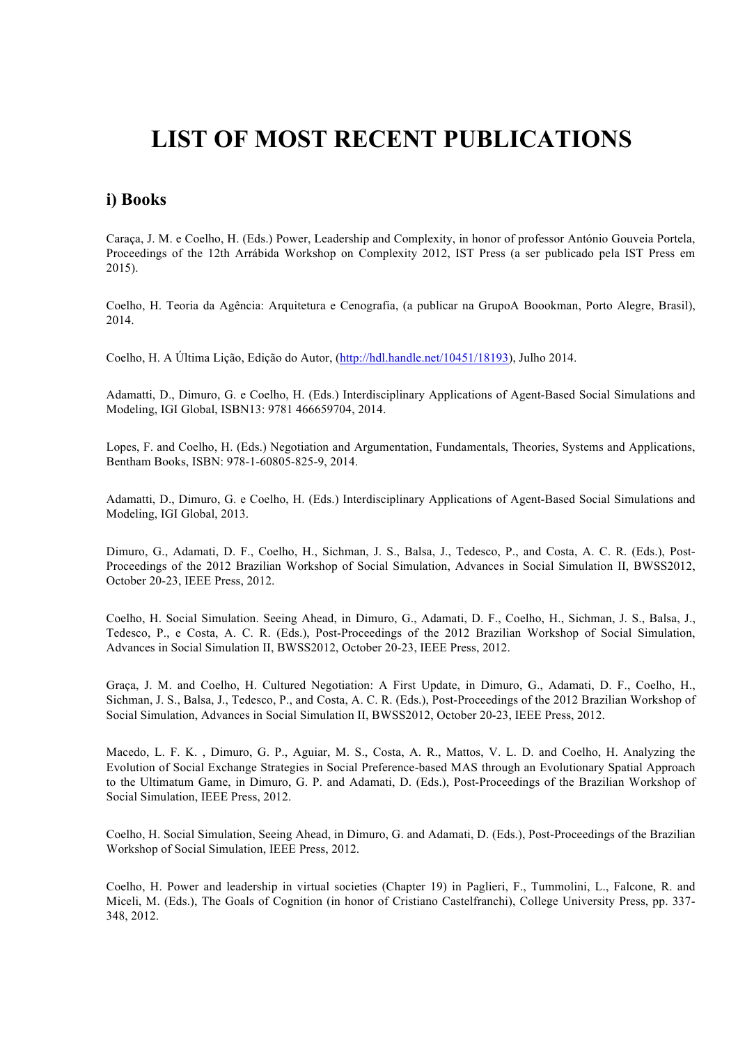# LIST OF MOST RECENT PUBLICATIONS

## i) Books

Caraça, J. M. e Coelho, H. (Eds.) Power, Leadership and Complexity, in honor of professor António Gouveia Portela, Proceedings of the 12th Arrábida Workshop on Complexity 2012, IST Press (a ser publicado pela IST Press em 2015).

Coelho, H. Teoria da Agência: Arquitetura e Cenografia, (a publicar na GrupoA Boookman, Porto Alegre, Brasil), 2014.

Coelho, H. A Última Lição, Edição do Autor, (http://hdl.handle.net/10451/18193), Julho 2014.

Adamatti, D., Dimuro, G. e Coelho, H. (Eds.) Interdisciplinary Applications of Agent-Based Social Simulations and Modeling, IGI Global, ISBN13: 9781 466659704, 2014.

Lopes, F. and Coelho, H. (Eds.) Negotiation and Argumentation, Fundamentals, Theories, Systems and Applications, Bentham Books, ISBN: 978-1-60805-825-9, 2014.

Adamatti, D., Dimuro, G. e Coelho, H. (Eds.) Interdisciplinary Applications of Agent-Based Social Simulations and Modeling, IGI Global, 2013.

Dimuro, G., Adamati, D. F., Coelho, H., Sichman, J. S., Balsa, J., Tedesco, P., and Costa, A. C. R. (Eds.), Post-Proceedings of the 2012 Brazilian Workshop of Social Simulation, Advances in Social Simulation II, BWSS2012, October 20-23, IEEE Press, 2012.

Coelho, H. Social Simulation. Seeing Ahead, in Dimuro, G., Adamati, D. F., Coelho, H., Sichman, J. S., Balsa, J., Tedesco, P., e Costa, A. C. R. (Eds.), Post-Proceedings of the 2012 Brazilian Workshop of Social Simulation, Advances in Social Simulation II, BWSS2012, October 20-23, IEEE Press, 2012.

Graça, J. M. and Coelho, H. Cultured Negotiation: A First Update, in Dimuro, G., Adamati, D. F., Coelho, H., Sichman, J. S., Balsa, J., Tedesco, P., and Costa, A. C. R. (Eds.), Post-Proceedings of the 2012 Brazilian Workshop of Social Simulation, Advances in Social Simulation II, BWSS2012, October 20-23, IEEE Press, 2012.

Macedo, L. F. K. , Dimuro, G. P., Aguiar, M. S., Costa, A. R., Mattos, V. L. D. and Coelho, H. Analyzing the Evolution of Social Exchange Strategies in Social Preference-based MAS through an Evolutionary Spatial Approach to the Ultimatum Game, in Dimuro, G. P. and Adamati, D. (Eds.), Post-Proceedings of the Brazilian Workshop of Social Simulation, IEEE Press, 2012.

Coelho, H. Social Simulation, Seeing Ahead, in Dimuro, G. and Adamati, D. (Eds.), Post-Proceedings of the Brazilian Workshop of Social Simulation, IEEE Press, 2012.

Coelho, H. Power and leadership in virtual societies (Chapter 19) in Paglieri, F., Tummolini, L., Falcone, R. and Miceli, M. (Eds.), The Goals of Cognition (in honor of Cristiano Castelfranchi), College University Press, pp. 337-348, 2012.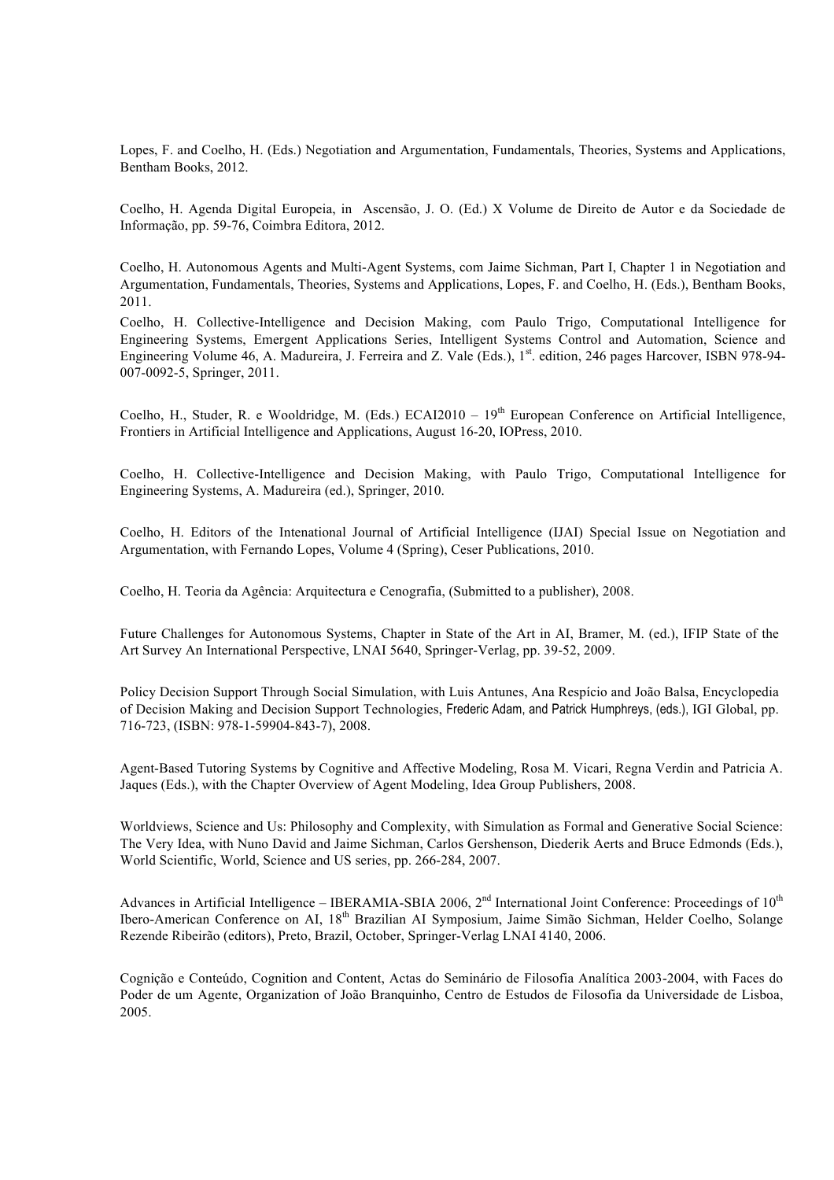Lopes, F. and Coelho, H. (Eds.) Negotiation and Argumentation, Fundamentals, Theories, Systems and Applications, Bentham Books, 2012.

Coelho, H. Agenda Digital Europeia, in Ascensão, J. O. (Ed.) X Volume de Direito de Autor e da Sociedade de Informação, pp. 59-76, Coimbra Editora, 2012.

Coelho, H. Autonomous Agents and Multi-Agent Systems, com Jaime Sichman, Part I, Chapter 1 in Negotiation and Argumentation, Fundamentals, Theories, Systems and Applications, Lopes, F. and Coelho, H. (Eds.), Bentham Books, 2011.

Coelho, H. Collective-Intelligence and Decision Making, com Paulo Trigo, Computational Intelligence for Engineering Systems, Emergent Applications Series, Intelligent Systems Control and Automation, Science and Engineering Volume 46, A. Madureira, J. Ferreira and Z. Vale (Eds.), 1st. edition, 246 pages Harcover, ISBN 978-94-007-0092-5, Springer, 2011.

Coelho, H., Studer, R. e Wooldridge, M. (Eds.) ECAI2010 – 19th European Conference on Artificial Intelligence, Frontiers in Artificial Intelligence and Applications, August 16-20, IOPress, 2010.

Coelho, H. Collective-Intelligence and Decision Making, with Paulo Trigo, Computational Intelligence for Engineering Systems, A. Madureira (ed.), Springer, 2010.

Coelho, H. Editors of the Intenational Journal of Artificial Intelligence (IJAI) Special Issue on Negotiation and Argumentation, with Fernando Lopes, Volume 4 (Spring), Ceser Publications, 2010.

Coelho, H. Teoria da Agência: Arquitectura e Cenografia, (Submitted to a publisher), 2008.

Future Challenges for Autonomous Systems, Chapter in State of the Art in AI, Bramer, M. (ed.), IFIP State of the Art Survey An International Perspective, LNAI 5640, Springer-Verlag, pp. 39-52, 2009.

Policy Decision Support Through Social Simulation, with Luis Antunes, Ana Respício and João Balsa, Encyclopedia of Decision Making and Decision Support Technologies, Frederic Adam, and Patrick Humphreys, (eds.), IGI Global, pp. 716-723, (ISBN: 978-1-59904-843-7), 2008.

Agent-Based Tutoring Systems by Cognitive and Affective Modeling, Rosa M. Vicari, Regna Verdin and Patricia A. Jaques (Eds.), with the Chapter Overview of Agent Modeling, Idea Group Publishers, 2008.

Worldviews, Science and Us: Philosophy and Complexity, with Simulation as Formal and Generative Social Science: The Very Idea, with Nuno David and Jaime Sichman, Carlos Gershenson, Diederik Aerts and Bruce Edmonds (Eds.), World Scientific, World, Science and US series, pp. 266-284, 2007.

Advances in Artificial Intelligence – IBERAMIA-SBIA 2006, 2nd International Joint Conference: Proceedings of 10th Ibero-American Conference on AI, 18th Brazilian AI Symposium, Jaime Simão Sichman, Helder Coelho, Solange Rezende Ribeirão (editors), Preto, Brazil, October, Springer-Verlag LNAI 4140, 2006.

Cognição e Conteúdo, Cognition and Content, Actas do Seminário de Filosofia Analítica 2003-2004, with Faces do Poder de um Agente, Organization of João Branquinho, Centro de Estudos de Filosofia da Universidade de Lisboa, 2005.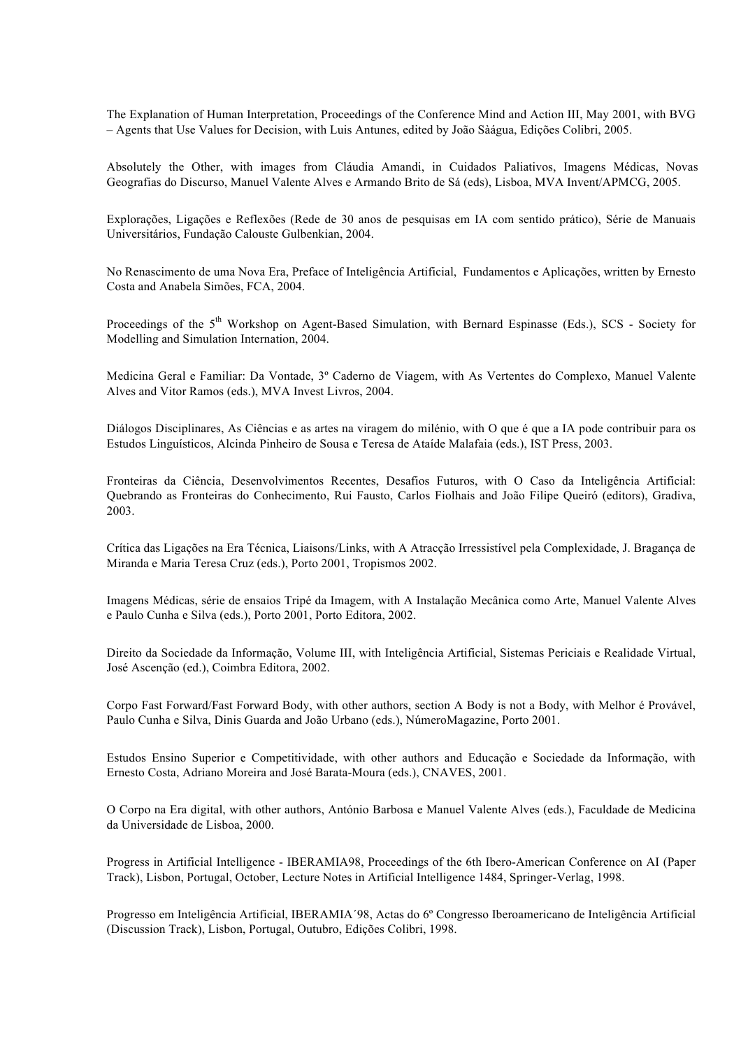The Explanation of Human Interpretation, Proceedings of the Conference Mind and Action III, May 2001, with BVG – Agents that Use Values for Decision, with Luis Antunes, edited by João Sàágua, Edições Colibri, 2005.

Absolutely the Other, with images from Cláudia Amandi, in Cuidados Paliativos, Imagens Médicas, Novas Geografias do Discurso, Manuel Valente Alves e Armando Brito de Sá (eds), Lisboa, MVA Invent/APMCG, 2005.

Explorações, Ligações e Reflexões (Rede de 30 anos de pesquisas em IA com sentido prático), Série de Manuais Universitários, Fundação Calouste Gulbenkian, 2004.

No Renascimento de uma Nova Era, Preface of Inteligência Artificial, Fundamentos e Aplicações, written by Ernesto Costa and Anabela Simões, FCA, 2004.

Proceedings of the 5th Workshop on Agent-Based Simulation, with Bernard Espinasse (Eds.), SCS - Society for Modelling and Simulation Internation, 2004.

Medicina Geral e Familiar: Da Vontade, 3º Caderno de Viagem, with As Vertentes do Complexo, Manuel Valente Alves and Vitor Ramos (eds.), MVA Invest Livros, 2004.

Diálogos Disciplinares, As Ciências e as artes na viragem do milénio, with O que é que a IA pode contribuir para os Estudos Linguísticos, Alcinda Pinheiro de Sousa e Teresa de Ataíde Malafaia (eds.), IST Press, 2003.

Fronteiras da Ciência, Desenvolvimentos Recentes, Desafios Futuros, with O Caso da Inteligência Artificial: Quebrando as Fronteiras do Conhecimento, Rui Fausto, Carlos Fiolhais and João Filipe Queiró (editors), Gradiva, 2003.

Crítica das Ligações na Era Técnica, Liaisons/Links, with A Atracção Irressistível pela Complexidade, J. Bragança de Miranda e Maria Teresa Cruz (eds.), Porto 2001, Tropismos 2002.

Imagens Médicas, série de ensaios Tripé da Imagem, with A Instalação Mecânica como Arte, Manuel Valente Alves e Paulo Cunha e Silva (eds.), Porto 2001, Porto Editora, 2002.

Direito da Sociedade da Informação, Volume III, with Inteligência Artificial, Sistemas Periciais e Realidade Virtual, José Ascenção (ed.), Coimbra Editora, 2002.

Corpo Fast Forward/Fast Forward Body, with other authors, section A Body is not a Body, with Melhor é Provável, Paulo Cunha e Silva, Dinis Guarda and João Urbano (eds.), NúmeroMagazine, Porto 2001.

Estudos Ensino Superior e Competitividade, with other authors and Educação e Sociedade da Informação, with Ernesto Costa, Adriano Moreira and José Barata-Moura (eds.), CNAVES, 2001.

O Corpo na Era digital, with other authors, António Barbosa e Manuel Valente Alves (eds.), Faculdade de Medicina da Universidade de Lisboa, 2000.

Progress in Artificial Intelligence - IBERAMIA98, Proceedings of the 6th Ibero-American Conference on AI (Paper Track), Lisbon, Portugal, October, Lecture Notes in Artificial Intelligence 1484, Springer-Verlag, 1998.

Progresso em Inteligência Artificial, IBERAMIA´98, Actas do 6º Congresso Iberoamericano de Inteligência Artificial (Discussion Track), Lisbon, Portugal, Outubro, Edições Colibri, 1998.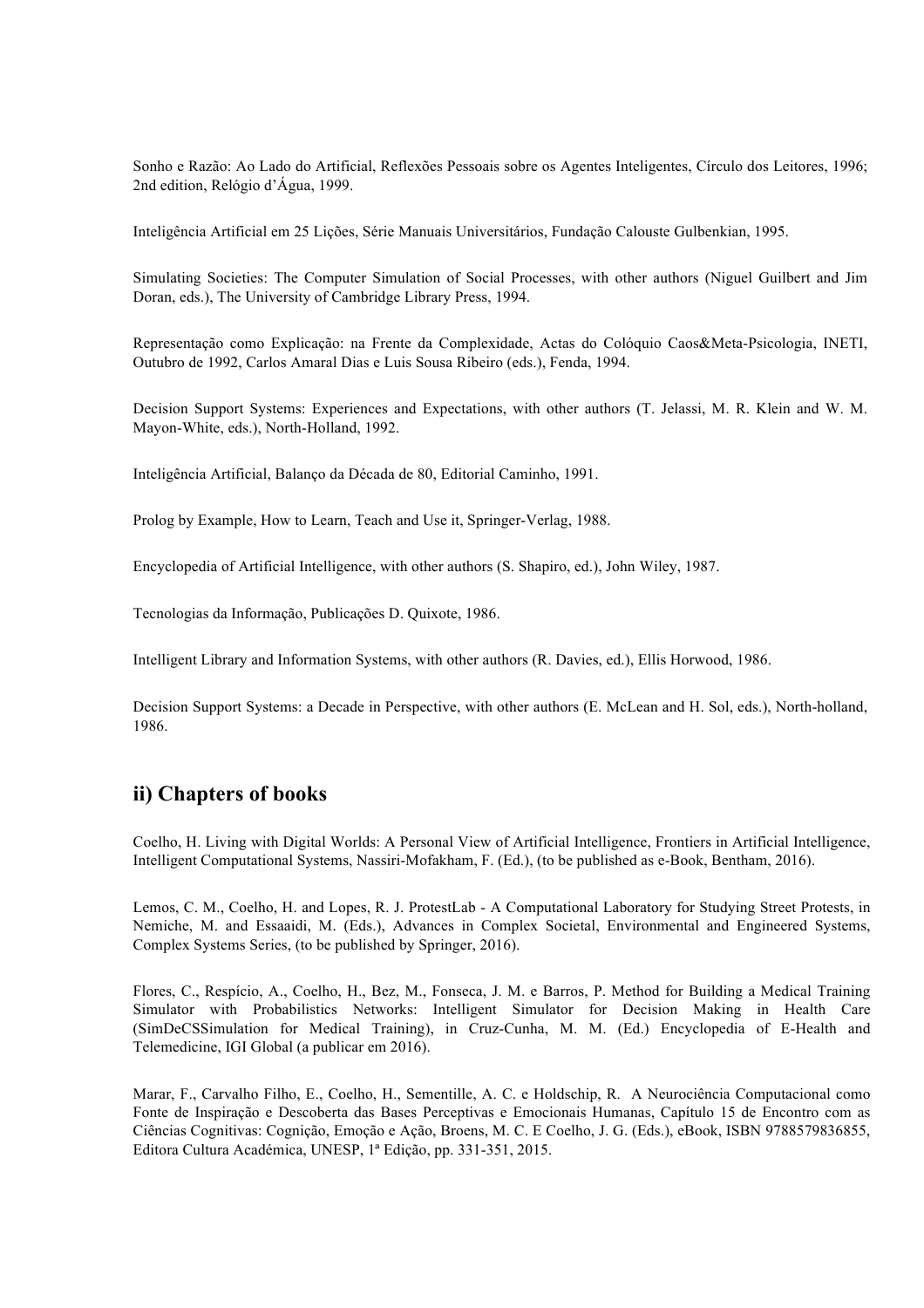Sonho e Razão: Ao Lado do Artificial, Reflexões Pessoais sobre os Agentes Inteligentes, Círculo dos Leitores, 1996; 2nd edition, Relógio d'Água, 1999.

Inteligência Artificial em 25 Lições, Série Manuais Universitários, Fundação Calouste Gulbenkian, 1995.

Simulating Societies: The Computer Simulation of Social Processes, with other authors (Niguel Guilbert and Jim Doran, eds.), The University of Cambridge Library Press, 1994.

Representação como Explicação: na Frente da Complexidade, Actas do Colóquio Caos&Meta-Psicologia, INETI, Outubro de 1992, Carlos Amaral Dias e Luis Sousa Ribeiro (eds.), Fenda, 1994.

Decision Support Systems: Experiences and Expectations, with other authors (T. Jelassi, M. R. Klein and W. M. Mayon-White, eds.), North-Holland, 1992.

Inteligência Artificial, Balanço da Década de 80, Editorial Caminho, 1991.

Prolog by Example, How to Learn, Teach and Use it, Springer-Verlag, 1988.

Encyclopedia of Artificial Intelligence, with other authors (S. Shapiro, ed.), John Wiley, 1987.

Tecnologias da Informação, Publicações D. Quixote, 1986.

Intelligent Library and Information Systems, with other authors (R. Davies, ed.), Ellis Horwood, 1986.

Decision Support Systems: a Decade in Perspective, with other authors (E. McLean and H. Sol, eds.), North-holland, 1986.

## ii) Chapters of books

Coelho, H. Living with Digital Worlds: A Personal View of Artificial Intelligence, Frontiers in Artificial Intelligence, Intelligent Computational Systems, Nassiri-Mofakham, F. (Ed.), (to be published as e-Book, Bentham, 2016).

Lemos, C. M., Coelho, H. and Lopes, R. J. ProtestLab - A Computational Laboratory for Studying Street Protests, in Nemiche, M. and Essaaidi, M. (Eds.), Advances in Complex Societal, Environmental and Engineered Systems, Complex Systems Series, (to be published by Springer, 2016).

Flores, C., Respício, A., Coelho, H., Bez, M., Fonseca, J. M. e Barros, P. Method for Building a Medical Training Simulator with Probabilistics Networks: Intelligent Simulator for Decision Making in Health Care (SimDeCSSimulation for Medical Training), in Cruz-Cunha, M. M. (Ed.) Encyclopedia of E-Health and Telemedicine, IGI Global (a publicar em 2016).

Marar, F., Carvalho Filho, E., Coelho, H., Sementille, A. C. e Holdschip, R. A Neurociência Computacional como Fonte de Inspiração e Descoberta das Bases Perceptivas e Emocionais Humanas, Capítulo 15 de Encontro com as Ciências Cognitivas: Cognição, Emoção e Ação, Broens, M. C. E Coelho, J. G. (Eds.), eBook, ISBN 9788579836855, Editora Cultura Académica, UNESP, 1ª Edição, pp. 331-351, 2015.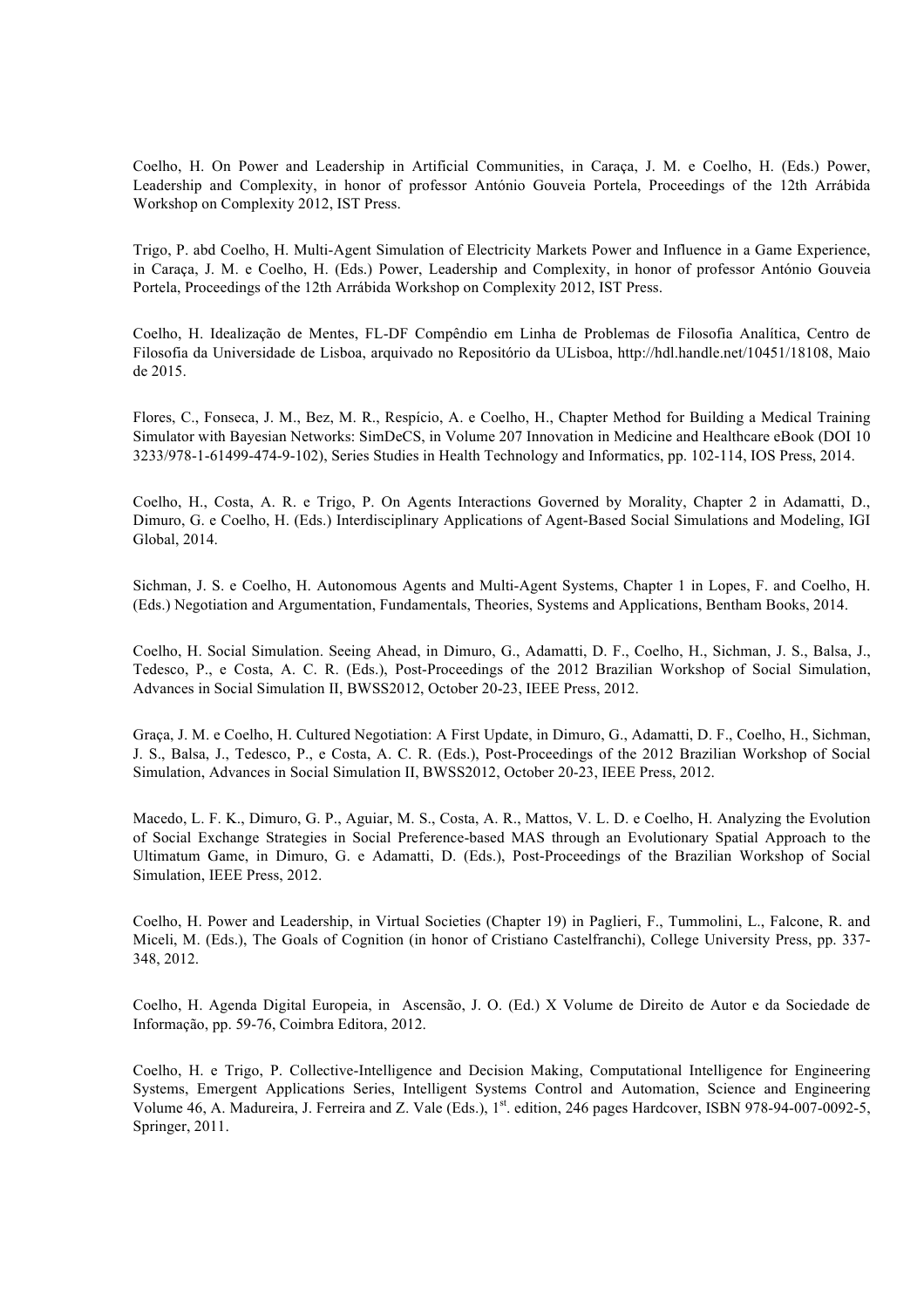Coelho, H. On Power and Leadership in Artificial Communities, in Caraça, J. M. e Coelho, H. (Eds.) Power, Leadership and Complexity, in honor of professor António Gouveia Portela, Proceedings of the 12th Arrábida Workshop on Complexity 2012, IST Press.

Trigo, P. abd Coelho, H. Multi-Agent Simulation of Electricity Markets Power and Influence in a Game Experience, in Caraça, J. M. e Coelho, H. (Eds.) Power, Leadership and Complexity, in honor of professor António Gouveia Portela, Proceedings of the 12th Arrábida Workshop on Complexity 2012, IST Press.

Coelho, H. Idealização de Mentes, FL-DF Compêndio em Linha de Problemas de Filosofia Analítica, Centro de Filosofia da Universidade de Lisboa, arquivado no Repositório da ULisboa, http://hdl.handle.net/10451/18108, Maio de 2015.

Flores, C., Fonseca, J. M., Bez, M. R., Respício, A. e Coelho, H., Chapter Method for Building a Medical Training Simulator with Bayesian Networks: SimDeCS, in Volume 207 Innovation in Medicine and Healthcare eBook (DOI 10 3233/978-1-61499-474-9-102), Series Studies in Health Technology and Informatics, pp. 102-114, IOS Press, 2014.

Coelho, H., Costa, A. R. e Trigo, P. On Agents Interactions Governed by Morality, Chapter 2 in Adamatti, D., Dimuro, G. e Coelho, H. (Eds.) Interdisciplinary Applications of Agent-Based Social Simulations and Modeling, IGI Global, 2014.

Sichman, J. S. e Coelho, H. Autonomous Agents and Multi-Agent Systems, Chapter 1 in Lopes, F. and Coelho, H. (Eds.) Negotiation and Argumentation, Fundamentals, Theories, Systems and Applications, Bentham Books, 2014.

Coelho, H. Social Simulation. Seeing Ahead, in Dimuro, G., Adamatti, D. F., Coelho, H., Sichman, J. S., Balsa, J., Tedesco, P., e Costa, A. C. R. (Eds.), Post-Proceedings of the 2012 Brazilian Workshop of Social Simulation, Advances in Social Simulation II, BWSS2012, October 20-23, IEEE Press, 2012.

Graça, J. M. e Coelho, H. Cultured Negotiation: A First Update, in Dimuro, G., Adamatti, D. F., Coelho, H., Sichman, J. S., Balsa, J., Tedesco, P., e Costa, A. C. R. (Eds.), Post-Proceedings of the 2012 Brazilian Workshop of Social Simulation, Advances in Social Simulation II, BWSS2012, October 20-23, IEEE Press, 2012.

Macedo, L. F. K., Dimuro, G. P., Aguiar, M. S., Costa, A. R., Mattos, V. L. D. e Coelho, H. Analyzing the Evolution of Social Exchange Strategies in Social Preference-based MAS through an Evolutionary Spatial Approach to the Ultimatum Game, in Dimuro, G. e Adamatti, D. (Eds.), Post-Proceedings of the Brazilian Workshop of Social Simulation, IEEE Press, 2012.

Coelho, H. Power and Leadership, in Virtual Societies (Chapter 19) in Paglieri, F., Tummolini, L., Falcone, R. and Miceli, M. (Eds.), The Goals of Cognition (in honor of Cristiano Castelfranchi), College University Press, pp. 337-348, 2012.

Coelho, H. Agenda Digital Europeia, in Ascensão, J. O. (Ed.) X Volume de Direito de Autor e da Sociedade de Informação, pp. 59-76, Coimbra Editora, 2012.

Coelho, H. e Trigo, P. Collective-Intelligence and Decision Making, Computational Intelligence for Engineering Systems, Emergent Applications Series, Intelligent Systems Control and Automation, Science and Engineering Volume 46, A. Madureira, J. Ferreira and Z. Vale (Eds.), 1st. edition, 246 pages Hardcover, ISBN 978-94-007-0092-5, Springer, 2011.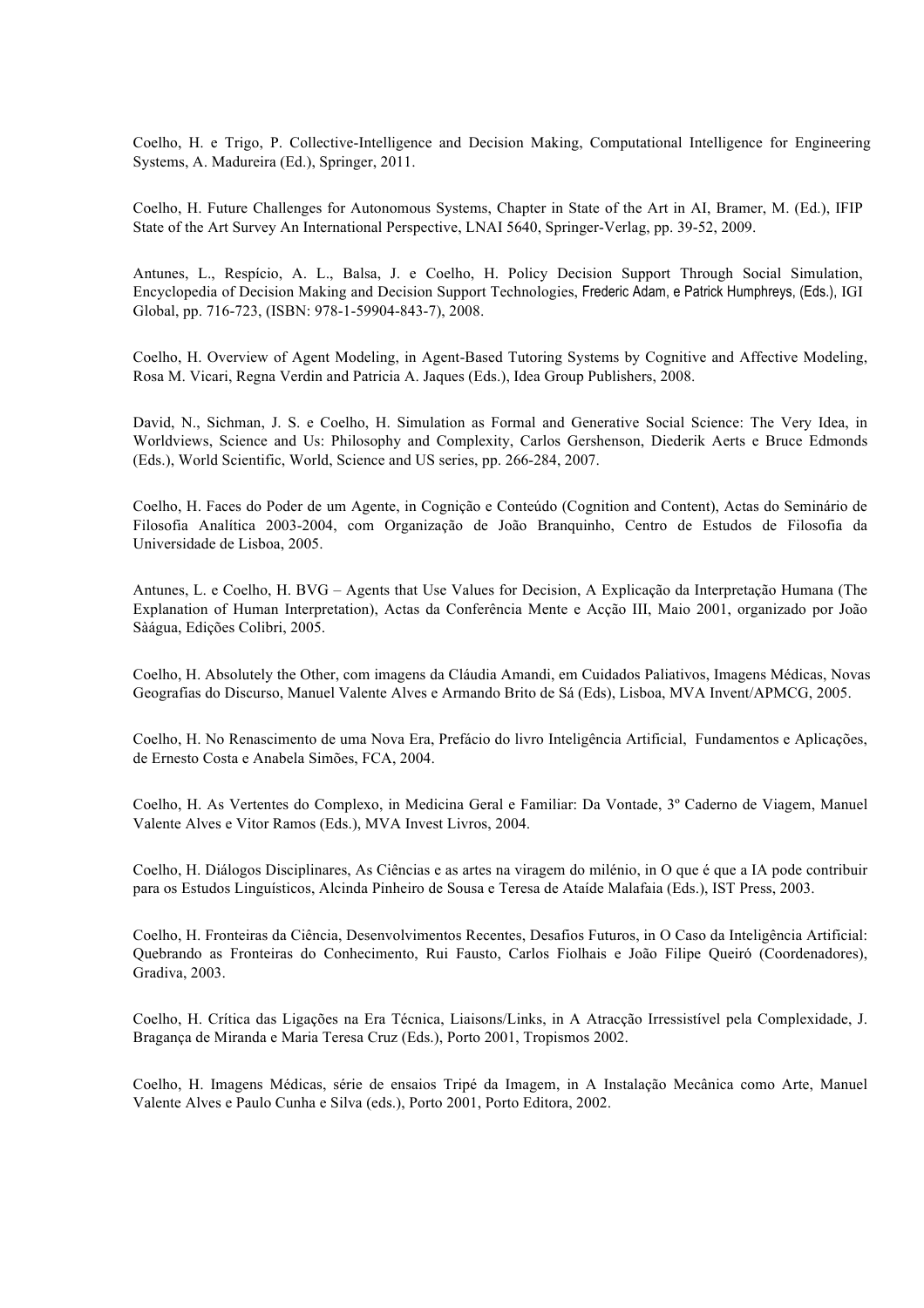Coelho, H. e Trigo, P. Collective-Intelligence and Decision Making, Computational Intelligence for Engineering Systems, A. Madureira (Ed.), Springer, 2011.

Coelho, H. Future Challenges for Autonomous Systems, Chapter in State of the Art in AI, Bramer, M. (Ed.), IFIP State of the Art Survey An International Perspective, LNAI 5640, Springer-Verlag, pp. 39-52, 2009.

Antunes, L., Respício, A. L., Balsa, J. e Coelho, H. Policy Decision Support Through Social Simulation, Encyclopedia of Decision Making and Decision Support Technologies, Frederic Adam, e Patrick Humphreys, (Eds.), IGI Global, pp. 716-723, (ISBN: 978-1-59904-843-7), 2008.

Coelho, H. Overview of Agent Modeling, in Agent-Based Tutoring Systems by Cognitive and Affective Modeling, Rosa M. Vicari, Regna Verdin and Patricia A. Jaques (Eds.), Idea Group Publishers, 2008.

David, N., Sichman, J. S. e Coelho, H. Simulation as Formal and Generative Social Science: The Very Idea, in Worldviews, Science and Us: Philosophy and Complexity, Carlos Gershenson, Diederik Aerts e Bruce Edmonds (Eds.), World Scientific, World, Science and US series, pp. 266-284, 2007.

Coelho, H. Faces do Poder de um Agente, in Cognição e Conteúdo (Cognition and Content), Actas do Seminário de Filosofia Analítica 2003-2004, com Organização de João Branquinho, Centro de Estudos de Filosofia da Universidade de Lisboa, 2005.

Antunes, L. e Coelho, H. BVG – Agents that Use Values for Decision, A Explicação da Interpretação Humana (The Explanation of Human Interpretation), Actas da Conferência Mente e Acção III, Maio 2001, organizado por João Sàágua, Edições Colibri, 2005.

Coelho, H. Absolutely the Other, com imagens da Cláudia Amandi, em Cuidados Paliativos, Imagens Médicas, Novas Geografias do Discurso, Manuel Valente Alves e Armando Brito de Sá (Eds), Lisboa, MVA Invent/APMCG, 2005.

Coelho, H. No Renascimento de uma Nova Era, Prefácio do livro Inteligência Artificial, Fundamentos e Aplicações, de Ernesto Costa e Anabela Simões, FCA, 2004.

Coelho, H. As Vertentes do Complexo, in Medicina Geral e Familiar: Da Vontade, 3º Caderno de Viagem, Manuel Valente Alves e Vitor Ramos (Eds.), MVA Invest Livros, 2004.

Coelho, H. Diálogos Disciplinares, As Ciências e as artes na viragem do milénio, in O que é que a IA pode contribuir para os Estudos Linguísticos, Alcinda Pinheiro de Sousa e Teresa de Ataíde Malafaia (Eds.), IST Press, 2003.

Coelho, H. Fronteiras da Ciência, Desenvolvimentos Recentes, Desafios Futuros, in O Caso da Inteligência Artificial: Quebrando as Fronteiras do Conhecimento, Rui Fausto, Carlos Fiolhais e João Filipe Queiró (Coordenadores), Gradiva, 2003.

Coelho, H. Crítica das Ligações na Era Técnica, Liaisons/Links, in A Atracção Irressistível pela Complexidade, J. Bragança de Miranda e Maria Teresa Cruz (Eds.), Porto 2001, Tropismos 2002.

Coelho, H. Imagens Médicas, série de ensaios Tripé da Imagem, in A Instalação Mecânica como Arte, Manuel Valente Alves e Paulo Cunha e Silva (eds.), Porto 2001, Porto Editora, 2002.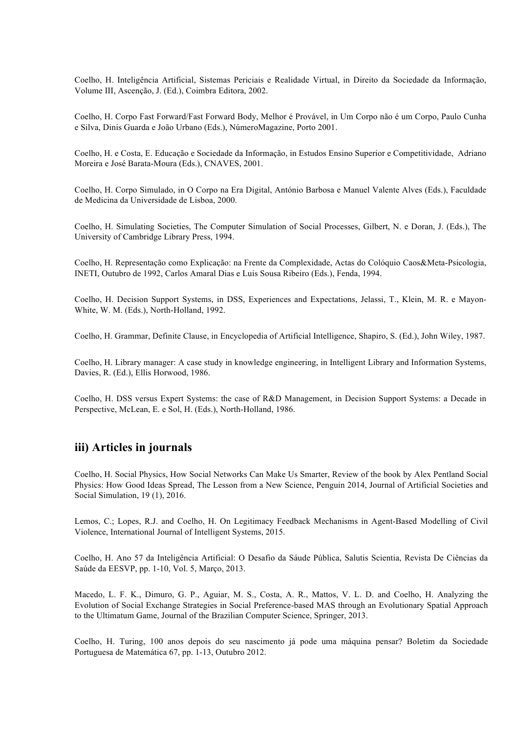Coelho, H. Inteligência Artificial, Sistemas Periciais e Realidade Virtual, in Direito da Sociedade da Informação, Volume III, Ascenção, J. (Ed.), Coimbra Editora, 2002.

Coelho, H. Corpo Fast Forward/Fast Forward Body, Melhor é Provável, in Um Corpo não é um Corpo, Paulo Cunha e Silva, Dinis Guarda e João Urbano (Eds.), NúmeroMagazine, Porto 2001.

Coelho, H. e Costa, E. Educação e Sociedade da Informação, in Estudos Ensino Superior e Competitividade, Adriano Moreira e José Barata-Moura (Eds.), CNAVES, 2001.

Coelho, H. Corpo Simulado, in O Corpo na Era Digital, António Barbosa e Manuel Valente Alves (Eds.), Faculdade de Medicina da Universidade de Lisboa, 2000.

Coelho, H. Simulating Societies, The Computer Simulation of Social Processes, Gilbert, N. e Doran, J. (Eds.), The University of Cambridge Library Press, 1994.

Coelho, H. Representação como Explicação: na Frente da Complexidade, Actas do Colóquio Caos&Meta-Psicologia, INETI, Outubro de 1992, Carlos Amaral Dias e Luis Sousa Ribeiro (Eds.), Fenda, 1994.

Coelho, H. Decision Support Systems, in DSS, Experiences and Expectations, Jelassi, T., Klein, M. R. e Mayon-White, W. M. (Eds.), North-Holland, 1992.

Coelho, H. Grammar, Definite Clause, in Encyclopedia of Artificial Intelligence, Shapiro, S. (Ed.), John Wiley, 1987.

Coelho, H. Library manager: A case study in knowledge engineering, in Intelligent Library and Information Systems, Davies, R. (Ed.), Ellis Horwood, 1986.

Coelho, H. DSS versus Expert Systems: the case of R&D Management, in Decision Support Systems: a Decade in Perspective, McLean, E. e Sol, H. (Eds.), North-Holland, 1986.

## iii) Articles in journals

Coelho, H. Social Physics, How Social Networks Can Make Us Smarter, Review of the book by Alex Pentland Social Physics: How Good Ideas Spread, The Lesson from a New Science, Penguin 2014, Journal of Artificial Societies and Social Simulation, 19 (1), 2016.

Lemos, C.; Lopes, R.J. and Coelho, H. On Legitimacy Feedback Mechanisms in Agent-Based Modelling of Civil Violence, International Journal of Intelligent Systems, 2015.

Coelho, H. Ano 57 da Inteligência Artificial: O Desafio da Sáude Pública, Salutis Scientia, Revista De Ciências da Saúde da EESVP, pp. 1-10, Vol. 5, Março, 2013.

Macedo, L. F. K., Dimuro, G. P., Aguiar, M. S., Costa, A. R., Mattos, V. L. D. and Coelho, H. Analyzing the Evolution of Social Exchange Strategies in Social Preference-based MAS through an Evolutionary Spatial Approach to the Ultimatum Game, Journal of the Brazilian Computer Science, Springer, 2013.

Coelho, H. Turing, 100 anos depois do seu nascimento já pode uma máquina pensar? Boletim da Sociedade Portuguesa de Matemática 67, pp. 1-13, Outubro 2012.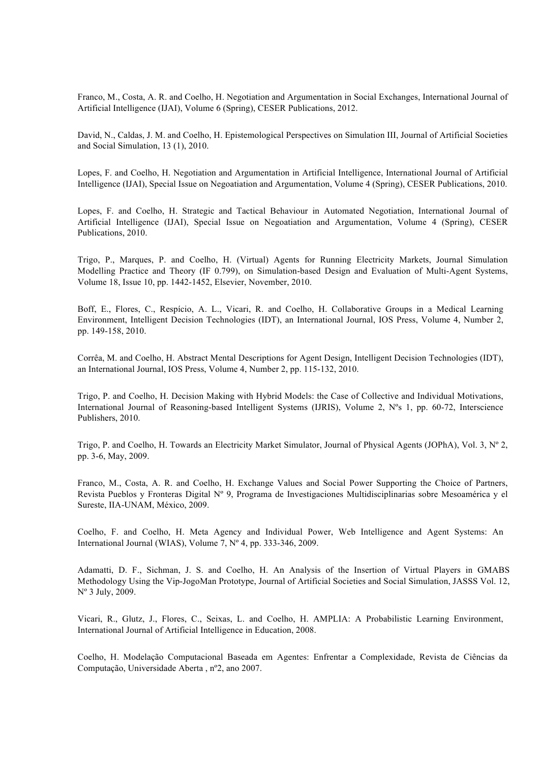Franco, M., Costa, A. R. and Coelho, H. Negotiation and Argumentation in Social Exchanges, International Journal of Artificial Intelligence (IJAI), Volume 6 (Spring), CESER Publications, 2012.

David, N., Caldas, J. M. and Coelho, H. Epistemological Perspectives on Simulation III, Journal of Artificial Societies and Social Simulation, 13 (1), 2010.

Lopes, F. and Coelho, H. Negotiation and Argumentation in Artificial Intelligence, International Journal of Artificial Intelligence (IJAI), Special Issue on Negoatiation and Argumentation, Volume 4 (Spring), CESER Publications, 2010.

Lopes, F. and Coelho, H. Strategic and Tactical Behaviour in Automated Negotiation, International Journal of Artificial Intelligence (IJAI), Special Issue on Negoatiation and Argumentation, Volume 4 (Spring), CESER Publications, 2010.

Trigo, P., Marques, P. and Coelho, H. (Virtual) Agents for Running Electricity Markets, Journal Simulation Modelling Practice and Theory (IF 0.799), on Simulation-based Design and Evaluation of Multi-Agent Systems, Volume 18, Issue 10, pp. 1442-1452, Elsevier, November, 2010.

Boff, E., Flores, C., Respício, A. L., Vicari, R. and Coelho, H. Collaborative Groups in a Medical Learning Environment, Intelligent Decision Technologies (IDT), an International Journal, IOS Press, Volume 4, Number 2, pp. 149-158, 2010.

Corrêa, M. and Coelho, H. Abstract Mental Descriptions for Agent Design, Intelligent Decision Technologies (IDT), an International Journal, IOS Press, Volume 4, Number 2, pp. 115-132, 2010.

Trigo, P. and Coelho, H. Decision Making with Hybrid Models: the Case of Collective and Individual Motivations, International Journal of Reasoning-based Intelligent Systems (IJRIS), Volume 2, Nºs 1, pp. 60-72, Interscience Publishers, 2010.

Trigo, P. and Coelho, H. Towards an Electricity Market Simulator, Journal of Physical Agents (JOPhA), Vol. 3, Nº 2, pp. 3-6, May, 2009.

Franco, M., Costa, A. R. and Coelho, H. Exchange Values and Social Power Supporting the Choice of Partners, Revista Pueblos y Fronteras Digital Nº 9, Programa de Investigaciones Multidisciplinarias sobre Mesoamérica y el Sureste, IIA-UNAM, México, 2009.

Coelho, F. and Coelho, H. Meta Agency and Individual Power, Web Intelligence and Agent Systems: An International Journal (WIAS), Volume 7, Nº 4, pp. 333-346, 2009.

Adamatti, D. F., Sichman, J. S. and Coelho, H. An Analysis of the Insertion of Virtual Players in GMABS Methodology Using the Vip-JogoMan Prototype, Journal of Artificial Societies and Social Simulation, JASSS Vol. 12, Nº 3 July, 2009.

Vicari, R., Glutz, J., Flores, C., Seixas, L. and Coelho, H. AMPLIA: A Probabilistic Learning Environment, International Journal of Artificial Intelligence in Education, 2008.

Coelho, H. Modelação Computacional Baseada em Agentes: Enfrentar a Complexidade, Revista de Ciências da Computação, Universidade Aberta , nº2, ano 2007.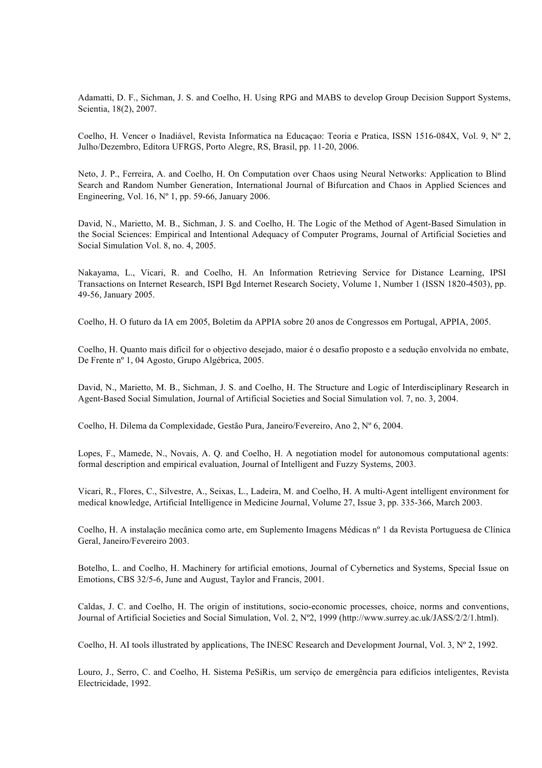Adamatti, D. F., Sichman, J. S. and Coelho, H. Using RPG and MABS to develop Group Decision Support Systems, Scientia, 18(2), 2007.

Coelho, H. Vencer o Inadiável, Revista Informatica na Educaçao: Teoria e Pratica, ISSN 1516-084X, Vol. 9, Nº 2, Julho/Dezembro, Editora UFRGS, Porto Alegre, RS, Brasil, pp. 11-20, 2006.

Neto, J. P., Ferreira, A. and Coelho, H. On Computation over Chaos using Neural Networks: Application to Blind Search and Random Number Generation, International Journal of Bifurcation and Chaos in Applied Sciences and Engineering, Vol. 16, Nº 1, pp. 59-66, January 2006.

David, N., Marietto, M. B., Sichman, J. S. and Coelho, H. The Logic of the Method of Agent-Based Simulation in the Social Sciences: Empirical and Intentional Adequacy of Computer Programs, Journal of Artificial Societies and Social Simulation Vol. 8, no. 4, 2005.

Nakayama, L., Vicari, R. and Coelho, H. An Information Retrieving Service for Distance Learning, IPSI Transactions on Internet Research, ISPI Bgd Internet Research Society, Volume 1, Number 1 (ISSN 1820-4503), pp. 49-56, January 2005.

Coelho, H. O futuro da IA em 2005, Boletim da APPIA sobre 20 anos de Congressos em Portugal, APPIA, 2005.

Coelho, H. Quanto mais difícil for o objectivo desejado, maior é o desafio proposto e a sedução envolvida no embate, De Frente nº 1, 04 Agosto, Grupo Algébrica, 2005.

David, N., Marietto, M. B., Sichman, J. S. and Coelho, H. The Structure and Logic of Interdisciplinary Research in Agent-Based Social Simulation, Journal of Artificial Societies and Social Simulation vol. 7, no. 3, 2004.

Coelho, H. Dilema da Complexidade, Gestão Pura, Janeiro/Fevereiro, Ano 2, Nº 6, 2004.

Lopes, F., Mamede, N., Novais, A. Q. and Coelho, H. A negotiation model for autonomous computational agents: formal description and empirical evaluation, Journal of Intelligent and Fuzzy Systems, 2003.

Vicari, R., Flores, C., Silvestre, A., Seixas, L., Ladeira, M. and Coelho, H. A multi-Agent intelligent environment for medical knowledge, Artificial Intelligence in Medicine Journal, Volume 27, Issue 3, pp. 335-366, March 2003.

Coelho, H. A instalação mecânica como arte, em Suplemento Imagens Médicas nº 1 da Revista Portuguesa de Clínica Geral, Janeiro/Fevereiro 2003.

Botelho, L. and Coelho, H. Machinery for artificial emotions, Journal of Cybernetics and Systems, Special Issue on Emotions, CBS 32/5-6, June and August, Taylor and Francis, 2001.

Caldas, J. C. and Coelho, H. The origin of institutions, socio-economic processes, choice, norms and conventions, Journal of Artificial Societies and Social Simulation, Vol. 2, Nº2, 1999 (http://www.surrey.ac.uk/JASS/2/2/1.html).

Coelho, H. AI tools illustrated by applications, The INESC Research and Development Journal, Vol. 3, Nº 2, 1992.

Louro, J., Serro, C. and Coelho, H. Sistema PeSiRis, um serviço de emergência para edifícios inteligentes, Revista Electricidade, 1992.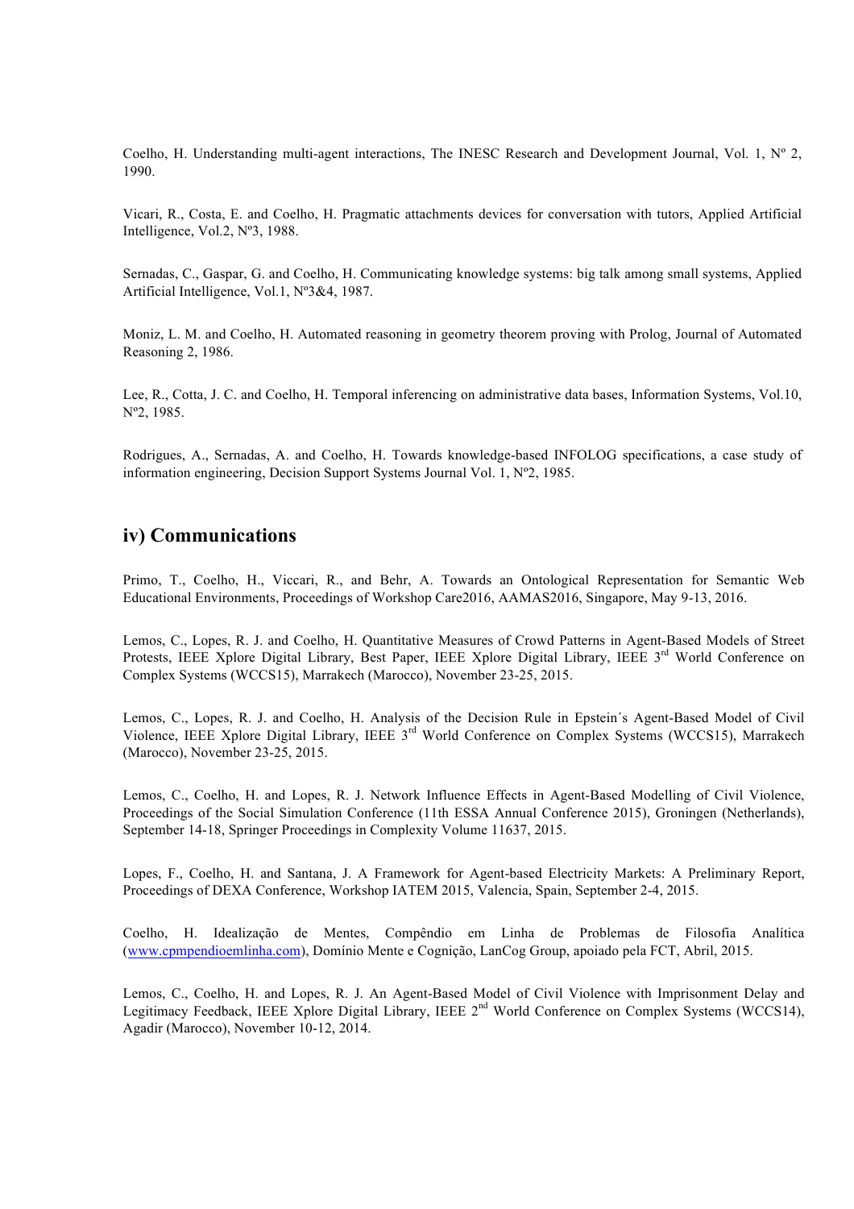Coelho, H. Understanding multi-agent interactions, The INESC Research and Development Journal, Vol. 1, Nº 2, 1990.

Vicari, R., Costa, E. and Coelho, H. Pragmatic attachments devices for conversation with tutors, Applied Artificial Intelligence, Vol.2, Nº3, 1988.

Sernadas, C., Gaspar, G. and Coelho, H. Communicating knowledge systems: big talk among small systems, Applied Artificial Intelligence, Vol.1, Nº3&4, 1987.

Moniz, L. M. and Coelho, H. Automated reasoning in geometry theorem proving with Prolog, Journal of Automated Reasoning 2, 1986.

Lee, R., Cotta, J. C. and Coelho, H. Temporal inferencing on administrative data bases, Information Systems, Vol.10, Nº2, 1985.

Rodrigues, A., Sernadas, A. and Coelho, H. Towards knowledge-based INFOLOG specifications, a case study of information engineering, Decision Support Systems Journal Vol. 1, Nº2, 1985.

## iv) Communications

Primo, T., Coelho, H., Viccari, R., and Behr, A. Towards an Ontological Representation for Semantic Web Educational Environments, Proceedings of Workshop Care2016, AAMAS2016, Singapore, May 9-13, 2016.

Lemos, C., Lopes, R. J. and Coelho, H. Quantitative Measures of Crowd Patterns in Agent-Based Models of Street Protests, IEEE Xplore Digital Library, Best Paper, IEEE Xplore Digital Library, IEEE 3rd World Conference on Complex Systems (WCCS15), Marrakech (Marocco), November 23-25, 2015.

Lemos, C., Lopes, R. J. and Coelho, H. Analysis of the Decision Rule in Epstein´s Agent-Based Model of Civil Violence, IEEE Xplore Digital Library, IEEE 3rd World Conference on Complex Systems (WCCS15), Marrakech (Marocco), November 23-25, 2015.

Lemos, C., Coelho, H. and Lopes, R. J. Network Influence Effects in Agent-Based Modelling of Civil Violence, Proceedings of the Social Simulation Conference (11th ESSA Annual Conference 2015), Groningen (Netherlands), September 14-18, Springer Proceedings in Complexity Volume 11637, 2015.

Lopes, F., Coelho, H. and Santana, J. A Framework for Agent-based Electricity Markets: A Preliminary Report, Proceedings of DEXA Conference, Workshop IATEM 2015, Valencia, Spain, September 2-4, 2015.

Coelho, H. Idealização de Mentes, Compêndio em Linha de Problemas de Filosofia Analítica (www.cpmpendioemlinha.com), Domínio Mente e Cognição, LanCog Group, apoiado pela FCT, Abril, 2015.

Lemos, C., Coelho, H. and Lopes, R. J. An Agent-Based Model of Civil Violence with Imprisonment Delay and Legitimacy Feedback, IEEE Xplore Digital Library, IEEE 2nd World Conference on Complex Systems (WCCS14), Agadir (Marocco), November 10-12, 2014.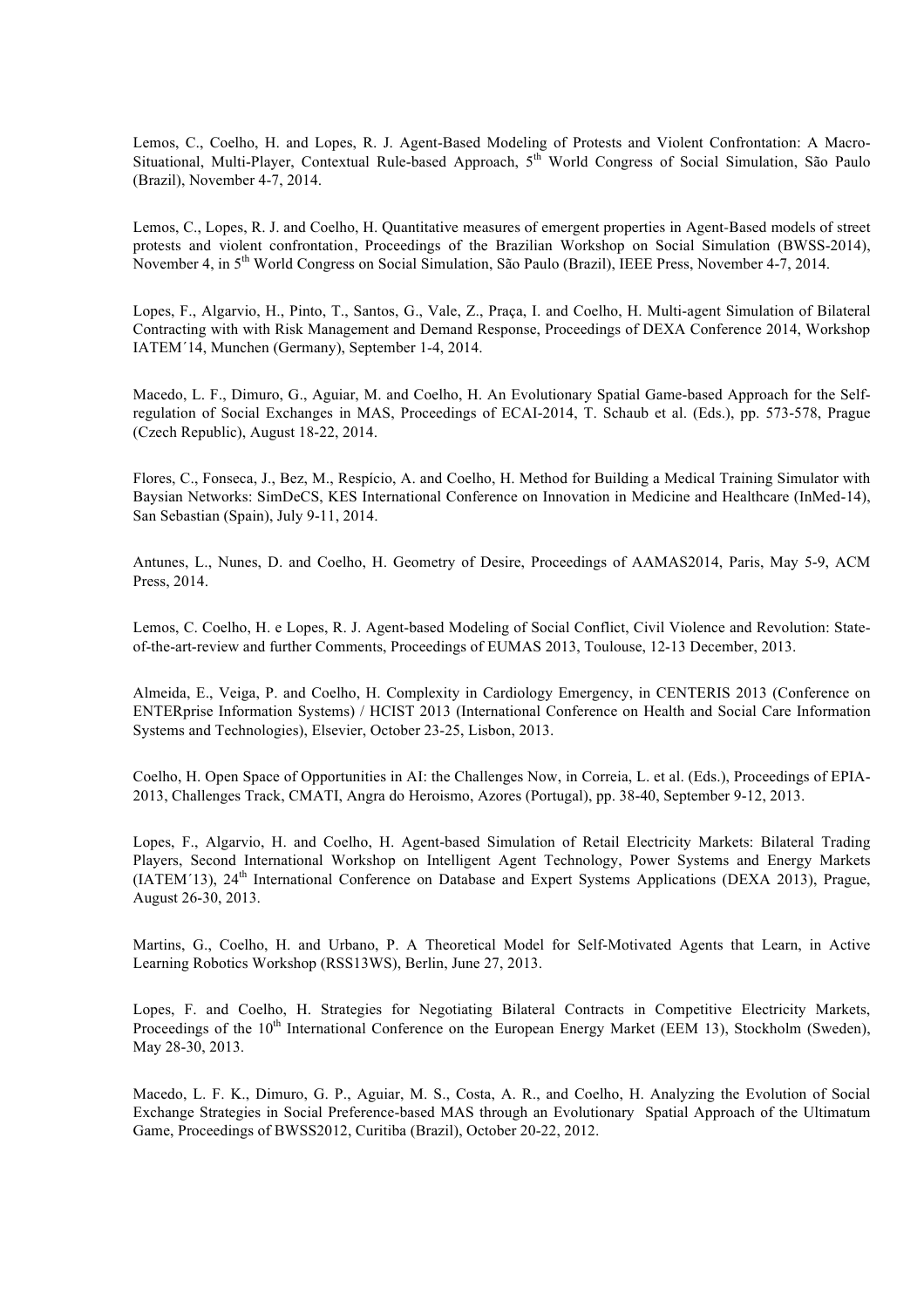Lemos, C., Coelho, H. and Lopes, R. J. Agent-Based Modeling of Protests and Violent Confrontation: A Macro-Situational, Multi-Player, Contextual Rule-based Approach, 5th World Congress of Social Simulation, São Paulo (Brazil), November 4-7, 2014.

Lemos, C., Lopes, R. J. and Coelho, H. Quantitative measures of emergent properties in Agent-Based models of street protests and violent confrontation, Proceedings of the Brazilian Workshop on Social Simulation (BWSS-2014), November 4, in 5th World Congress on Social Simulation, São Paulo (Brazil), IEEE Press, November 4-7, 2014.

Lopes, F., Algarvio, H., Pinto, T., Santos, G., Vale, Z., Praça, I. and Coelho, H. Multi-agent Simulation of Bilateral Contracting with with Risk Management and Demand Response, Proceedings of DEXA Conference 2014, Workshop IATEM´14, Munchen (Germany), September 1-4, 2014.

Macedo, L. F., Dimuro, G., Aguiar, M. and Coelho, H. An Evolutionary Spatial Game-based Approach for the Self-regulation of Social Exchanges in MAS, Proceedings of ECAI-2014, T. Schaub et al. (Eds.), pp. 573-578, Prague (Czech Republic), August 18-22, 2014.

Flores, C., Fonseca, J., Bez, M., Respício, A. and Coelho, H. Method for Building a Medical Training Simulator with Baysian Networks: SimDeCS, KES International Conference on Innovation in Medicine and Healthcare (InMed-14), San Sebastian (Spain), July 9-11, 2014.

Antunes, L., Nunes, D. and Coelho, H. Geometry of Desire, Proceedings of AAMAS2014, Paris, May 5-9, ACM Press, 2014.

Lemos, C. Coelho, H. e Lopes, R. J. Agent-based Modeling of Social Conflict, Civil Violence and Revolution: State-of-the-art-review and further Comments, Proceedings of EUMAS 2013, Toulouse, 12-13 December, 2013.

Almeida, E., Veiga, P. and Coelho, H. Complexity in Cardiology Emergency, in CENTERIS 2013 (Conference on ENTERprise Information Systems) / HCIST 2013 (International Conference on Health and Social Care Information Systems and Technologies), Elsevier, October 23-25, Lisbon, 2013.

Coelho, H. Open Space of Opportunities in AI: the Challenges Now, in Correia, L. et al. (Eds.), Proceedings of EPIA-2013, Challenges Track, CMATI, Angra do Heroismo, Azores (Portugal), pp. 38-40, September 9-12, 2013.

Lopes, F., Algarvio, H. and Coelho, H. Agent-based Simulation of Retail Electricity Markets: Bilateral Trading Players, Second International Workshop on Intelligent Agent Technology, Power Systems and Energy Markets (IATEM´13), 24th International Conference on Database and Expert Systems Applications (DEXA 2013), Prague, August 26-30, 2013.

Martins, G., Coelho, H. and Urbano, P. A Theoretical Model for Self-Motivated Agents that Learn, in Active Learning Robotics Workshop (RSS13WS), Berlin, June 27, 2013.

Lopes, F. and Coelho, H. Strategies for Negotiating Bilateral Contracts in Competitive Electricity Markets, Proceedings of the 10th International Conference on the European Energy Market (EEM 13), Stockholm (Sweden), May 28-30, 2013.

Macedo, L. F. K., Dimuro, G. P., Aguiar, M. S., Costa, A. R., and Coelho, H. Analyzing the Evolution of Social Exchange Strategies in Social Preference-based MAS through an Evolutionary Spatial Approach of the Ultimatum Game, Proceedings of BWSS2012, Curitiba (Brazil), October 20-22, 2012.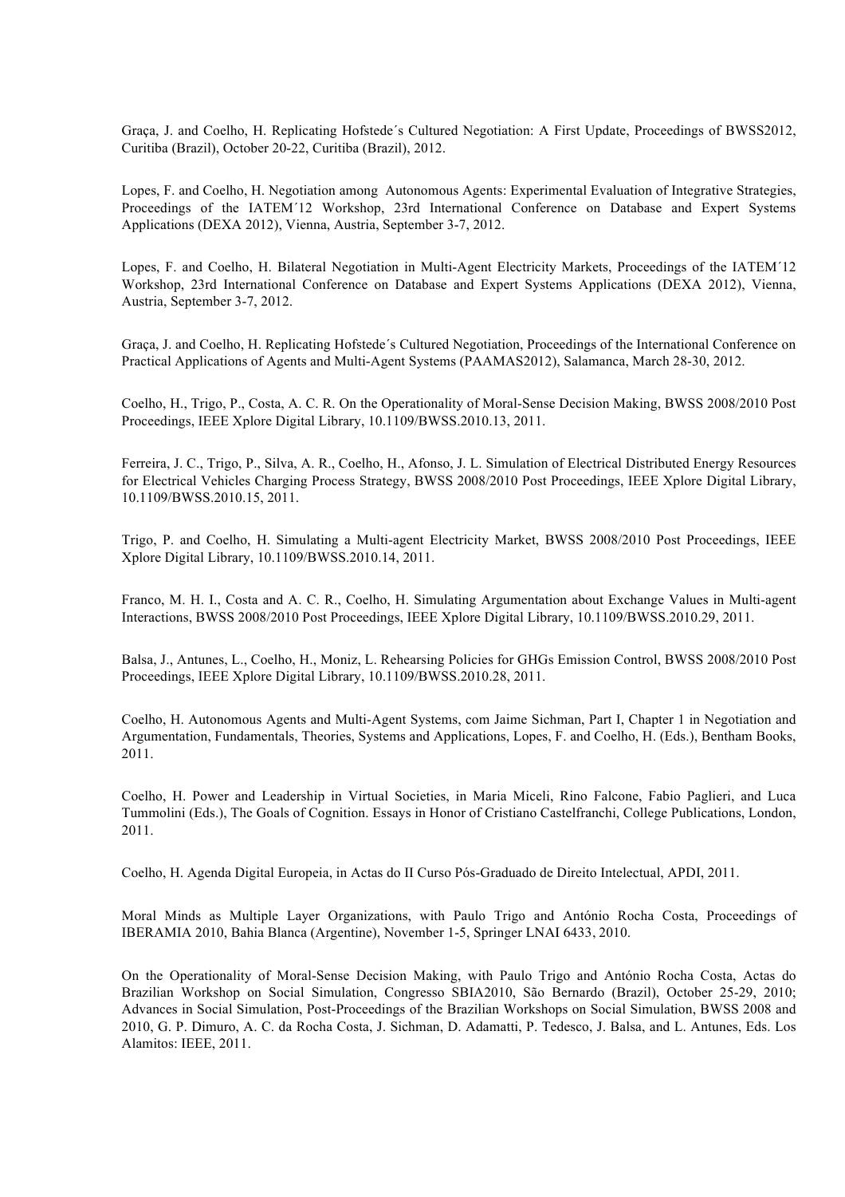Graça, J. and Coelho, H. Replicating Hofstede´s Cultured Negotiation: A First Update, Proceedings of BWSS2012, Curitiba (Brazil), October 20-22, Curitiba (Brazil), 2012.

Lopes, F. and Coelho, H. Negotiation among Autonomous Agents: Experimental Evaluation of Integrative Strategies, Proceedings of the IATEM´12 Workshop, 23rd International Conference on Database and Expert Systems Applications (DEXA 2012), Vienna, Austria, September 3-7, 2012.

Lopes, F. and Coelho, H. Bilateral Negotiation in Multi-Agent Electricity Markets, Proceedings of the IATEM´12 Workshop, 23rd International Conference on Database and Expert Systems Applications (DEXA 2012), Vienna, Austria, September 3-7, 2012.

Graça, J. and Coelho, H. Replicating Hofstede´s Cultured Negotiation, Proceedings of the International Conference on Practical Applications of Agents and Multi-Agent Systems (PAAMAS2012), Salamanca, March 28-30, 2012.

Coelho, H., Trigo, P., Costa, A. C. R. On the Operationality of Moral-Sense Decision Making, BWSS 2008/2010 Post Proceedings, IEEE Xplore Digital Library, 10.1109/BWSS.2010.13, 2011.

Ferreira, J. C., Trigo, P., Silva, A. R., Coelho, H., Afonso, J. L. Simulation of Electrical Distributed Energy Resources for Electrical Vehicles Charging Process Strategy, BWSS 2008/2010 Post Proceedings, IEEE Xplore Digital Library, 10.1109/BWSS.2010.15, 2011.

Trigo, P. and Coelho, H. Simulating a Multi-agent Electricity Market, BWSS 2008/2010 Post Proceedings, IEEE Xplore Digital Library, 10.1109/BWSS.2010.14, 2011.

Franco, M. H. I., Costa and A. C. R., Coelho, H. Simulating Argumentation about Exchange Values in Multi-agent Interactions, BWSS 2008/2010 Post Proceedings, IEEE Xplore Digital Library, 10.1109/BWSS.2010.29, 2011.

Balsa, J., Antunes, L., Coelho, H., Moniz, L. Rehearsing Policies for GHGs Emission Control, BWSS 2008/2010 Post Proceedings, IEEE Xplore Digital Library, 10.1109/BWSS.2010.28, 2011.

Coelho, H. Autonomous Agents and Multi-Agent Systems, com Jaime Sichman, Part I, Chapter 1 in Negotiation and Argumentation, Fundamentals, Theories, Systems and Applications, Lopes, F. and Coelho, H. (Eds.), Bentham Books, 2011.

Coelho, H. Power and Leadership in Virtual Societies, in Maria Miceli, Rino Falcone, Fabio Paglieri, and Luca Tummolini (Eds.), The Goals of Cognition. Essays in Honor of Cristiano Castelfranchi, College Publications, London, 2011.

Coelho, H. Agenda Digital Europeia, in Actas do II Curso Pós-Graduado de Direito Intelectual, APDI, 2011.

Moral Minds as Multiple Layer Organizations, with Paulo Trigo and António Rocha Costa, Proceedings of IBERAMIA 2010, Bahia Blanca (Argentine), November 1-5, Springer LNAI 6433, 2010.

On the Operationality of Moral-Sense Decision Making, with Paulo Trigo and António Rocha Costa, Actas do Brazilian Workshop on Social Simulation, Congresso SBIA2010, São Bernardo (Brazil), October 25-29, 2010; Advances in Social Simulation, Post-Proceedings of the Brazilian Workshops on Social Simulation, BWSS 2008 and 2010, G. P. Dimuro, A. C. da Rocha Costa, J. Sichman, D. Adamatti, P. Tedesco, J. Balsa, and L. Antunes, Eds. Los Alamitos: IEEE, 2011.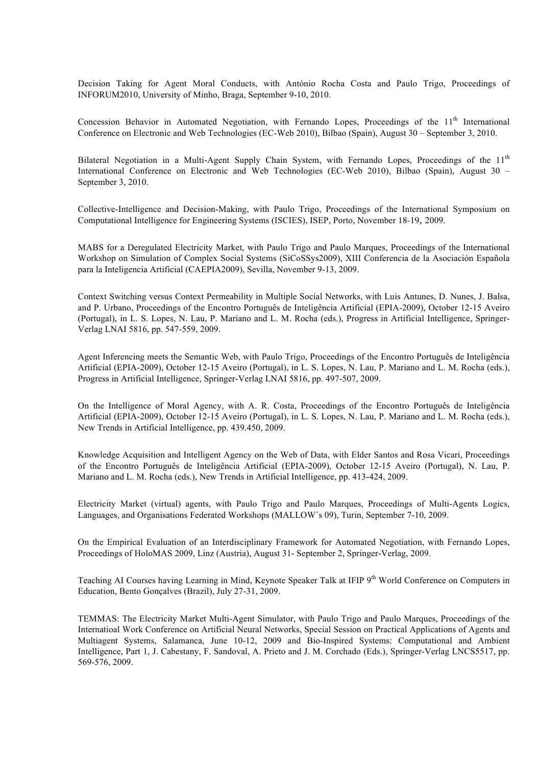Decision Taking for Agent Moral Conducts, with António Rocha Costa and Paulo Trigo, Proceedings of INFORUM2010, University of Minho, Braga, September 9-10, 2010.

Concession Behavior in Automated Negotiation, with Fernando Lopes, Proceedings of the 11th International Conference on Electronic and Web Technologies (EC-Web 2010), Bilbao (Spain), August 30 – September 3, 2010.

Bilateral Negotiation in a Multi-Agent Supply Chain System, with Fernando Lopes, Proceedings of the 11th International Conference on Electronic and Web Technologies (EC-Web 2010), Bilbao (Spain), August 30 – September 3, 2010.

Collective-Intelligence and Decision-Making, with Paulo Trigo, Proceedings of the International Symposium on Computational Intelligence for Engineering Systems (ISCIES), ISEP, Porto, November 18-19, 2009.

MABS for a Deregulated Electricity Market, with Paulo Trigo and Paulo Marques, Proceedings of the International Workshop on Simulation of Complex Social Systems (SiCoSSys2009), XIII Conferencia de la Asociación Española para la Inteligencia Artificial (CAEPIA2009), Sevilla, November 9-13, 2009.

Context Switching versus Context Permeability in Multiple Social Networks, with Luis Antunes, D. Nunes, J. Balsa, and P. Urbano, Proceedings of the Encontro Português de Inteligência Artificial (EPIA-2009), October 12-15 Aveiro (Portugal), in L. S. Lopes, N. Lau, P. Mariano and L. M. Rocha (eds.), Progress in Artificial Intelligence, Springer-Verlag LNAI 5816, pp. 547-559, 2009.

Agent Inferencing meets the Semantic Web, with Paulo Trigo, Proceedings of the Encontro Português de Inteligência Artificial (EPIA-2009), October 12-15 Aveiro (Portugal), in L. S. Lopes, N. Lau, P. Mariano and L. M. Rocha (eds.), Progress in Artificial Intelligence, Springer-Verlag LNAI 5816, pp. 497-507, 2009.

On the Intelligence of Moral Agency, with A. R. Costa, Proceedings of the Encontro Português de Inteligência Artificial (EPIA-2009), October 12-15 Aveiro (Portugal), in L. S. Lopes, N. Lau, P. Mariano and L. M. Rocha (eds.), New Trends in Artificial Intelligence, pp. 439.450, 2009.

Knowledge Acquisition and Intelligent Agency on the Web of Data, with Elder Santos and Rosa Vicari, Proceedings of the Encontro Português de Inteligência Artificial (EPIA-2009), October 12-15 Aveiro (Portugal), N. Lau, P. Mariano and L. M. Rocha (eds.), New Trends in Artificial Intelligence, pp. 413-424, 2009.

Electricity Market (virtual) agents, with Paulo Trigo and Paulo Marques, Proceedings of Multi-Agents Logics, Languages, and Organisations Federated Workshops (MALLOW´s 09), Turin, September 7-10, 2009.

On the Empirical Evaluation of an Interdisciplinary Framework for Automated Negotiation, with Fernando Lopes, Proceedings of HoloMAS 2009, Linz (Austria), August 31- September 2, Springer-Verlag, 2009.

Teaching AI Courses having Learning in Mind, Keynote Speaker Talk at IFIP 9th World Conference on Computers in Education, Bento Gonçalves (Brazil), July 27-31, 2009.

TEMMAS: The Electricity Market Multi-Agent Simulator, with Paulo Trigo and Paulo Marques, Proceedings of the Internatioal Work Conference on Artificial Neural Networks, Special Session on Practical Applications of Agents and Multiagent Systems, Salamanca, June 10-12, 2009 and Bio-Inspired Systems: Computational and Ambient Intelligence, Part 1, J. Cabestany, F. Sandoval, A. Prieto and J. M. Corchado (Eds.), Springer-Verlag LNCS5517, pp. 569-576, 2009.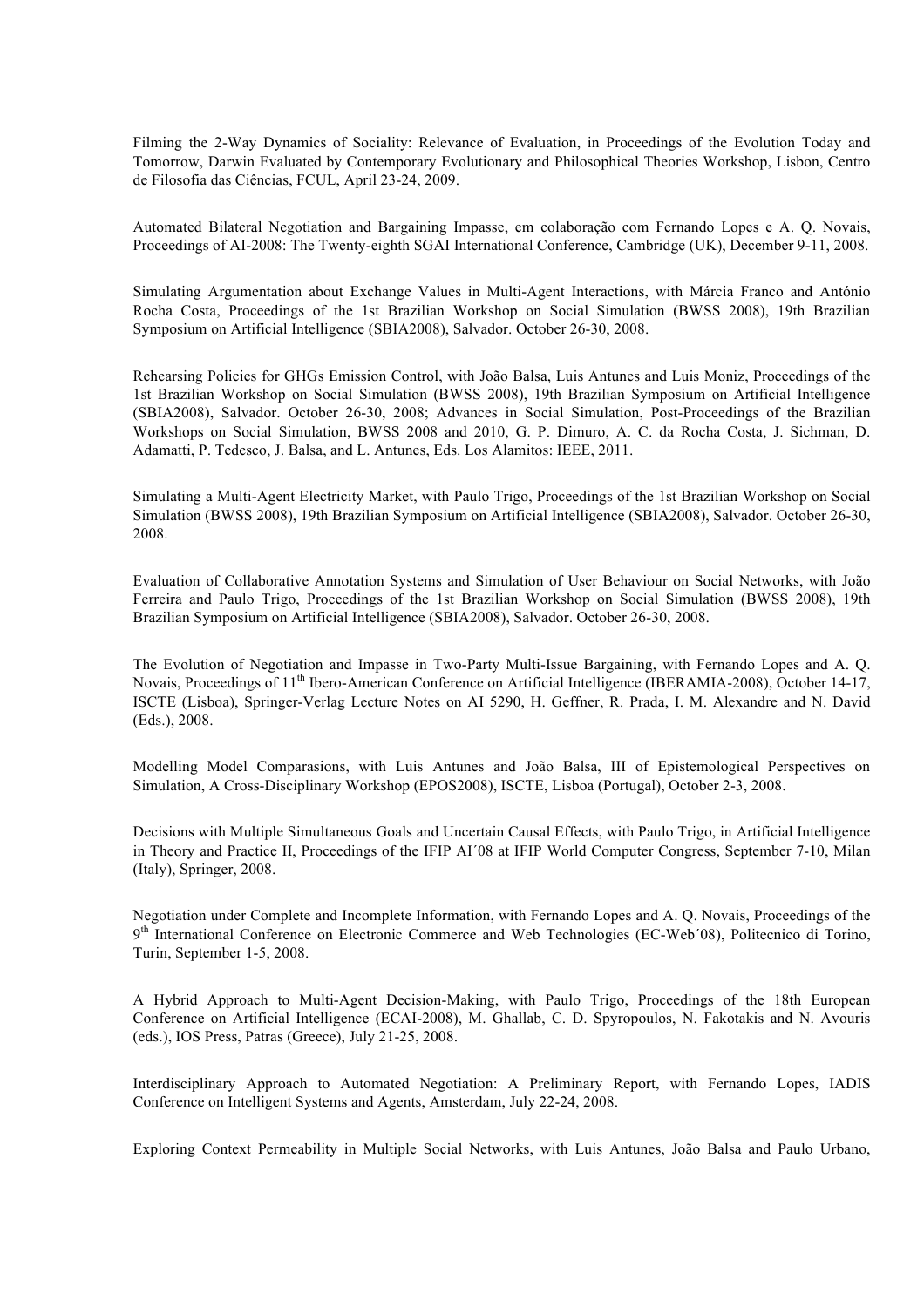Filming the 2-Way Dynamics of Sociality: Relevance of Evaluation, in Proceedings of the Evolution Today and Tomorrow, Darwin Evaluated by Contemporary Evolutionary and Philosophical Theories Workshop, Lisbon, Centro de Filosofia das Ciências, FCUL, April 23-24, 2009.

Automated Bilateral Negotiation and Bargaining Impasse, em colaboração com Fernando Lopes e A. Q. Novais, Proceedings of AI-2008: The Twenty-eighth SGAI International Conference, Cambridge (UK), December 9-11, 2008.

Simulating Argumentation about Exchange Values in Multi-Agent Interactions, with Márcia Franco and António Rocha Costa, Proceedings of the 1st Brazilian Workshop on Social Simulation (BWSS 2008), 19th Brazilian Symposium on Artificial Intelligence (SBIA2008), Salvador. October 26-30, 2008.

Rehearsing Policies for GHGs Emission Control, with João Balsa, Luis Antunes and Luis Moniz, Proceedings of the 1st Brazilian Workshop on Social Simulation (BWSS 2008), 19th Brazilian Symposium on Artificial Intelligence (SBIA2008), Salvador. October 26-30, 2008; Advances in Social Simulation, Post-Proceedings of the Brazilian Workshops on Social Simulation, BWSS 2008 and 2010, G. P. Dimuro, A. C. da Rocha Costa, J. Sichman, D. Adamatti, P. Tedesco, J. Balsa, and L. Antunes, Eds. Los Alamitos: IEEE, 2011.

Simulating a Multi-Agent Electricity Market, with Paulo Trigo, Proceedings of the 1st Brazilian Workshop on Social Simulation (BWSS 2008), 19th Brazilian Symposium on Artificial Intelligence (SBIA2008), Salvador. October 26-30, 2008.

Evaluation of Collaborative Annotation Systems and Simulation of User Behaviour on Social Networks, with João Ferreira and Paulo Trigo, Proceedings of the 1st Brazilian Workshop on Social Simulation (BWSS 2008), 19th Brazilian Symposium on Artificial Intelligence (SBIA2008), Salvador. October 26-30, 2008.

The Evolution of Negotiation and Impasse in Two-Party Multi-Issue Bargaining, with Fernando Lopes and A. Q. Novais, Proceedings of 11th Ibero-American Conference on Artificial Intelligence (IBERAMIA-2008), October 14-17, ISCTE (Lisboa), Springer-Verlag Lecture Notes on AI 5290, H. Geffner, R. Prada, I. M. Alexandre and N. David (Eds.), 2008.

Modelling Model Comparasions, with Luis Antunes and João Balsa, III of Epistemological Perspectives on Simulation, A Cross-Disciplinary Workshop (EPOS2008), ISCTE, Lisboa (Portugal), October 2-3, 2008.

Decisions with Multiple Simultaneous Goals and Uncertain Causal Effects, with Paulo Trigo, in Artificial Intelligence in Theory and Practice II, Proceedings of the IFIP AI´08 at IFIP World Computer Congress, September 7-10, Milan (Italy), Springer, 2008.

Negotiation under Complete and Incomplete Information, with Fernando Lopes and A. Q. Novais, Proceedings of the 9th International Conference on Electronic Commerce and Web Technologies (EC-Web´08), Politecnico di Torino, Turin, September 1-5, 2008.

A Hybrid Approach to Multi-Agent Decision-Making, with Paulo Trigo, Proceedings of the 18th European Conference on Artificial Intelligence (ECAI-2008), M. Ghallab, C. D. Spyropoulos, N. Fakotakis and N. Avouris (eds.), IOS Press, Patras (Greece), July 21-25, 2008.

Interdisciplinary Approach to Automated Negotiation: A Preliminary Report, with Fernando Lopes, IADIS Conference on Intelligent Systems and Agents, Amsterdam, July 22-24, 2008.

Exploring Context Permeability in Multiple Social Networks, with Luis Antunes, João Balsa and Paulo Urbano,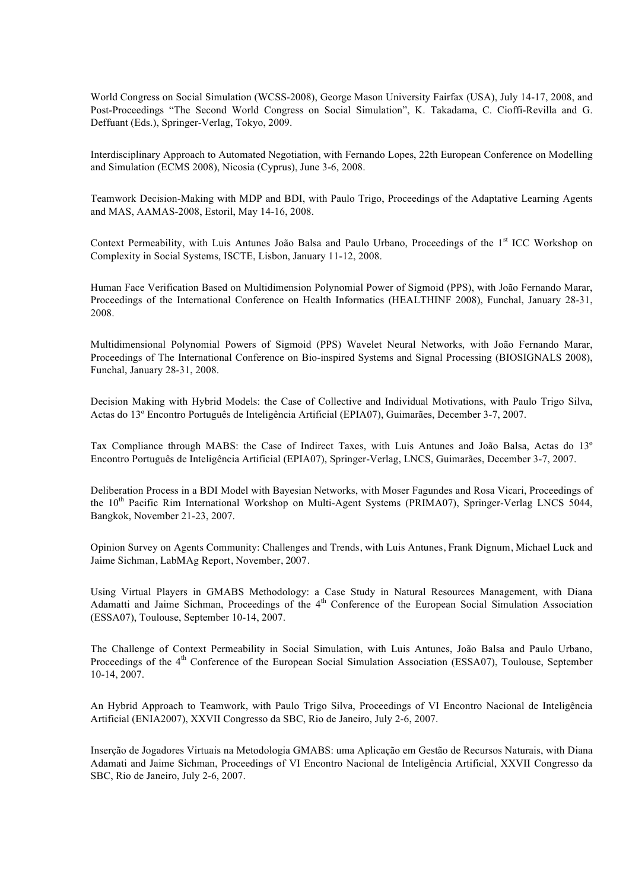World Congress on Social Simulation (WCSS-2008), George Mason University Fairfax (USA), July 14-17, 2008, and Post-Proceedings "The Second World Congress on Social Simulation", K. Takadama, C. Cioffi-Revilla and G. Deffuant (Eds.), Springer-Verlag, Tokyo, 2009.

Interdisciplinary Approach to Automated Negotiation, with Fernando Lopes, 22th European Conference on Modelling and Simulation (ECMS 2008), Nicosia (Cyprus), June 3-6, 2008.

Teamwork Decision-Making with MDP and BDI, with Paulo Trigo, Proceedings of the Adaptative Learning Agents and MAS, AAMAS-2008, Estoril, May 14-16, 2008.

Context Permeability, with Luis Antunes João Balsa and Paulo Urbano, Proceedings of the 1st ICC Workshop on Complexity in Social Systems, ISCTE, Lisbon, January 11-12, 2008.

Human Face Verification Based on Multidimension Polynomial Power of Sigmoid (PPS), with João Fernando Marar, Proceedings of the International Conference on Health Informatics (HEALTHINF 2008), Funchal, January 28-31, 2008.

Multidimensional Polynomial Powers of Sigmoid (PPS) Wavelet Neural Networks, with João Fernando Marar, Proceedings of The International Conference on Bio-inspired Systems and Signal Processing (BIOSIGNALS 2008), Funchal, January 28-31, 2008.

Decision Making with Hybrid Models: the Case of Collective and Individual Motivations, with Paulo Trigo Silva, Actas do 13º Encontro Português de Inteligência Artificial (EPIA07), Guimarães, December 3-7, 2007.

Tax Compliance through MABS: the Case of Indirect Taxes, with Luis Antunes and João Balsa, Actas do 13º Encontro Português de Inteligência Artificial (EPIA07), Springer-Verlag, LNCS, Guimarães, December 3-7, 2007.

Deliberation Process in a BDI Model with Bayesian Networks, with Moser Fagundes and Rosa Vicari, Proceedings of the 10th Pacific Rim International Workshop on Multi-Agent Systems (PRIMA07), Springer-Verlag LNCS 5044, Bangkok, November 21-23, 2007.

Opinion Survey on Agents Community: Challenges and Trends, with Luis Antunes, Frank Dignum, Michael Luck and Jaime Sichman, LabMAg Report, November, 2007.

Using Virtual Players in GMABS Methodology: a Case Study in Natural Resources Management, with Diana Adamatti and Jaime Sichman, Proceedings of the 4th Conference of the European Social Simulation Association (ESSA07), Toulouse, September 10-14, 2007.

The Challenge of Context Permeability in Social Simulation, with Luis Antunes, João Balsa and Paulo Urbano, Proceedings of the 4th Conference of the European Social Simulation Association (ESSA07), Toulouse, September 10-14, 2007.

An Hybrid Approach to Teamwork, with Paulo Trigo Silva, Proceedings of VI Encontro Nacional de Inteligência Artificial (ENIA2007), XXVII Congresso da SBC, Rio de Janeiro, July 2-6, 2007.

Inserção de Jogadores Virtuais na Metodologia GMABS: uma Aplicação em Gestão de Recursos Naturais, with Diana Adamati and Jaime Sichman, Proceedings of VI Encontro Nacional de Inteligência Artificial, XXVII Congresso da SBC, Rio de Janeiro, July 2-6, 2007.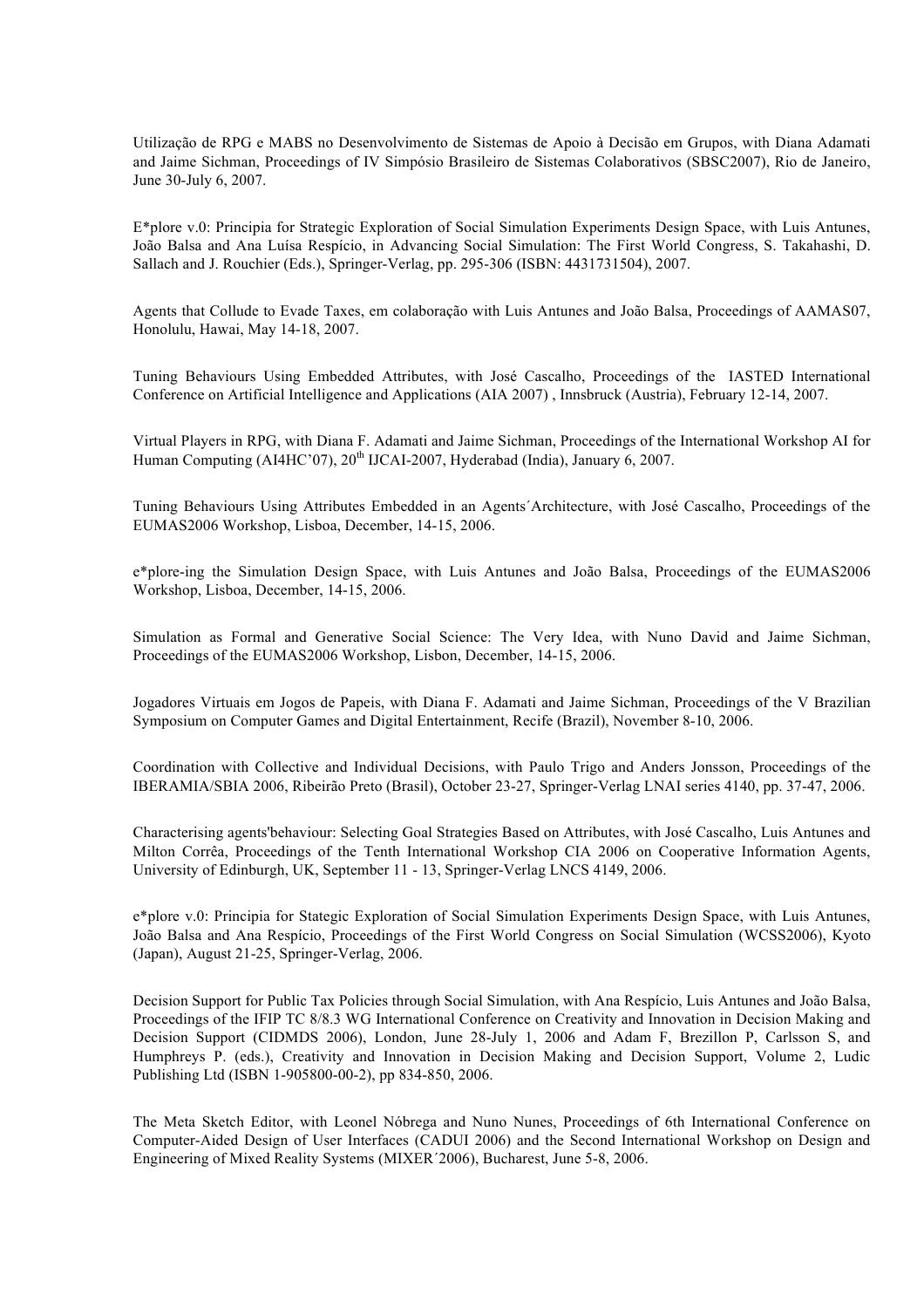Utilização de RPG e MABS no Desenvolvimento de Sistemas de Apoio à Decisão em Grupos, with Diana Adamati and Jaime Sichman, Proceedings of IV Simpósio Brasileiro de Sistemas Colaborativos (SBSC2007), Rio de Janeiro, June 30-July 6, 2007.

E*plore v.0: Principia for Strategic Exploration of Social Simulation Experiments Design Space, with Luis Antunes, João Balsa and Ana Luísa Respício, in Advancing Social Simulation: The First World Congress, S. Takahashi, D. Sallach and J. Rouchier (Eds.), Springer-Verlag, pp. 295-306 (ISBN: 4431731504), 2007.

Agents that Collude to Evade Taxes, em colaboração with Luis Antunes and João Balsa, Proceedings of AAMAS07, Honolulu, Hawai, May 14-18, 2007.

Tuning Behaviours Using Embedded Attributes, with José Cascalho, Proceedings of the IASTED International Conference on Artificial Intelligence and Applications (AIA 2007) , Innsbruck (Austria), February 12-14, 2007.

Virtual Players in RPG, with Diana F. Adamati and Jaime Sichman, Proceedings of the International Workshop AI for Human Computing (AI4HC'07), 20th IJCAI-2007, Hyderabad (India), January 6, 2007.

Tuning Behaviours Using Attributes Embedded in an Agents´Architecture, with José Cascalho, Proceedings of the EUMAS2006 Workshop, Lisboa, December, 14-15, 2006.

e*plore-ing the Simulation Design Space, with Luis Antunes and João Balsa, Proceedings of the EUMAS2006 Workshop, Lisboa, December, 14-15, 2006.

Simulation as Formal and Generative Social Science: The Very Idea, with Nuno David and Jaime Sichman, Proceedings of the EUMAS2006 Workshop, Lisbon, December, 14-15, 2006.

Jogadores Virtuais em Jogos de Papeis, with Diana F. Adamati and Jaime Sichman, Proceedings of the V Brazilian Symposium on Computer Games and Digital Entertainment, Recife (Brazil), November 8-10, 2006.

Coordination with Collective and Individual Decisions, with Paulo Trigo and Anders Jonsson, Proceedings of the IBERAMIA/SBIA 2006, Ribeirão Preto (Brasil), October 23-27, Springer-Verlag LNAI series 4140, pp. 37-47, 2006.

Characterising agents'behaviour: Selecting Goal Strategies Based on Attributes, with José Cascalho, Luis Antunes and Milton Corrêa, Proceedings of the Tenth International Workshop CIA 2006 on Cooperative Information Agents, University of Edinburgh, UK, September 11 - 13, Springer-Verlag LNCS 4149, 2006.

e*plore v.0: Principia for Stategic Exploration of Social Simulation Experiments Design Space, with Luis Antunes, João Balsa and Ana Respício, Proceedings of the First World Congress on Social Simulation (WCSS2006), Kyoto (Japan), August 21-25, Springer-Verlag, 2006.

Decision Support for Public Tax Policies through Social Simulation, with Ana Respício, Luis Antunes and João Balsa, Proceedings of the IFIP TC 8/8.3 WG International Conference on Creativity and Innovation in Decision Making and Decision Support (CIDMDS 2006), London, June 28-July 1, 2006 and Adam F, Brezillon P, Carlsson S, and Humphreys P. (eds.), Creativity and Innovation in Decision Making and Decision Support, Volume 2, Ludic Publishing Ltd (ISBN 1-905800-00-2), pp 834-850, 2006.

The Meta Sketch Editor, with Leonel Nóbrega and Nuno Nunes, Proceedings of 6th International Conference on Computer-Aided Design of User Interfaces (CADUI 2006) and the Second International Workshop on Design and Engineering of Mixed Reality Systems (MIXER´2006), Bucharest, June 5-8, 2006.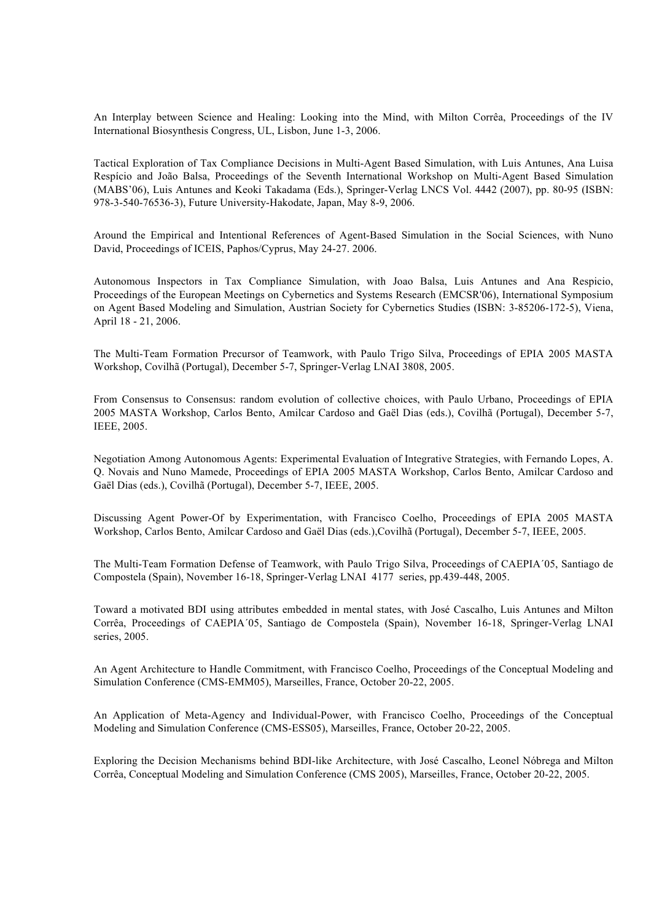An Interplay between Science and Healing: Looking into the Mind, with Milton Corrêa, Proceedings of the IV International Biosynthesis Congress, UL, Lisbon, June 1-3, 2006.

Tactical Exploration of Tax Compliance Decisions in Multi-Agent Based Simulation, with Luis Antunes, Ana Luisa Respício and João Balsa, Proceedings of the Seventh International Workshop on Multi-Agent Based Simulation (MABS'06), Luis Antunes and Keoki Takadama (Eds.), Springer-Verlag LNCS Vol. 4442 (2007), pp. 80-95 (ISBN: 978-3-540-76536-3), Future University-Hakodate, Japan, May 8-9, 2006.

Around the Empirical and Intentional References of Agent-Based Simulation in the Social Sciences, with Nuno David, Proceedings of ICEIS, Paphos/Cyprus, May 24-27. 2006.

Autonomous Inspectors in Tax Compliance Simulation, with Joao Balsa, Luis Antunes and Ana Respicio, Proceedings of the European Meetings on Cybernetics and Systems Research (EMCSR'06), International Symposium on Agent Based Modeling and Simulation, Austrian Society for Cybernetics Studies (ISBN: 3-85206-172-5), Viena, April 18 - 21, 2006.

The Multi-Team Formation Precursor of Teamwork, with Paulo Trigo Silva, Proceedings of EPIA 2005 MASTA Workshop, Covilhã (Portugal), December 5-7, Springer-Verlag LNAI 3808, 2005.

From Consensus to Consensus: random evolution of collective choices, with Paulo Urbano, Proceedings of EPIA 2005 MASTA Workshop, Carlos Bento, Amilcar Cardoso and Gaël Dias (eds.), Covilhã (Portugal), December 5-7, IEEE, 2005.

Negotiation Among Autonomous Agents: Experimental Evaluation of Integrative Strategies, with Fernando Lopes, A. Q. Novais and Nuno Mamede, Proceedings of EPIA 2005 MASTA Workshop, Carlos Bento, Amilcar Cardoso and Gaël Dias (eds.), Covilhã (Portugal), December 5-7, IEEE, 2005.

Discussing Agent Power-Of by Experimentation, with Francisco Coelho, Proceedings of EPIA 2005 MASTA Workshop, Carlos Bento, Amilcar Cardoso and Gaël Dias (eds.),Covilhã (Portugal), December 5-7, IEEE, 2005.

The Multi-Team Formation Defense of Teamwork, with Paulo Trigo Silva, Proceedings of CAEPIA´05, Santiago de Compostela (Spain), November 16-18, Springer-Verlag LNAI 4177 series, pp.439-448, 2005.

Toward a motivated BDI using attributes embedded in mental states, with José Cascalho, Luis Antunes and Milton Corrêa, Proceedings of CAEPIA´05, Santiago de Compostela (Spain), November 16-18, Springer-Verlag LNAI series, 2005.

An Agent Architecture to Handle Commitment, with Francisco Coelho, Proceedings of the Conceptual Modeling and Simulation Conference (CMS-EMM05), Marseilles, France, October 20-22, 2005.

An Application of Meta-Agency and Individual-Power, with Francisco Coelho, Proceedings of the Conceptual Modeling and Simulation Conference (CMS-ESS05), Marseilles, France, October 20-22, 2005.

Exploring the Decision Mechanisms behind BDI-like Architecture, with José Cascalho, Leonel Nóbrega and Milton Corrêa, Conceptual Modeling and Simulation Conference (CMS 2005), Marseilles, France, October 20-22, 2005.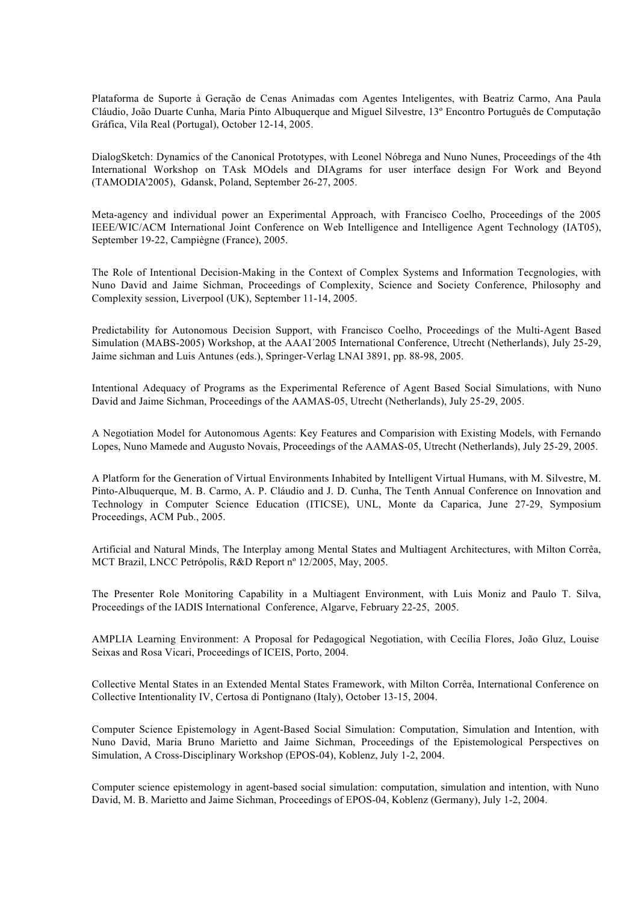Plataforma de Suporte à Geração de Cenas Animadas com Agentes Inteligentes, with Beatriz Carmo, Ana Paula Cláudio, João Duarte Cunha, Maria Pinto Albuquerque and Miguel Silvestre, 13º Encontro Português de Computação Gráfica, Vila Real (Portugal), October 12-14, 2005.

DialogSketch: Dynamics of the Canonical Prototypes, with Leonel Nóbrega and Nuno Nunes, Proceedings of the 4th International Workshop on TAsk MOdels and DIAgrams for user interface design For Work and Beyond (TAMODIA'2005), Gdansk, Poland, September 26-27, 2005.

Meta-agency and individual power an Experimental Approach, with Francisco Coelho, Proceedings of the 2005 IEEE/WIC/ACM International Joint Conference on Web Intelligence and Intelligence Agent Technology (IAT05), September 19-22, Campiègne (France), 2005.

The Role of Intentional Decision-Making in the Context of Complex Systems and Information Tecgnologies, with Nuno David and Jaime Sichman, Proceedings of Complexity, Science and Society Conference, Philosophy and Complexity session, Liverpool (UK), September 11-14, 2005.

Predictability for Autonomous Decision Support, with Francisco Coelho, Proceedings of the Multi-Agent Based Simulation (MABS-2005) Workshop, at the AAAI´2005 International Conference, Utrecht (Netherlands), July 25-29, Jaime sichman and Luis Antunes (eds.), Springer-Verlag LNAI 3891, pp. 88-98, 2005.

Intentional Adequacy of Programs as the Experimental Reference of Agent Based Social Simulations, with Nuno David and Jaime Sichman, Proceedings of the AAMAS-05, Utrecht (Netherlands), July 25-29, 2005.

A Negotiation Model for Autonomous Agents: Key Features and Comparision with Existing Models, with Fernando Lopes, Nuno Mamede and Augusto Novais, Proceedings of the AAMAS-05, Utrecht (Netherlands), July 25-29, 2005.

A Platform for the Generation of Virtual Environments Inhabited by Intelligent Virtual Humans, with M. Silvestre, M. Pinto-Albuquerque, M. B. Carmo, A. P. Cláudio and J. D. Cunha, The Tenth Annual Conference on Innovation and Technology in Computer Science Education (ITICSE), UNL, Monte da Caparica, June 27-29, Symposium Proceedings, ACM Pub., 2005.

Artificial and Natural Minds, The Interplay among Mental States and Multiagent Architectures, with Milton Corrêa, MCT Brazil, LNCC Petrópolis, R&D Report nº 12/2005, May, 2005.

The Presenter Role Monitoring Capability in a Multiagent Environment, with Luis Moniz and Paulo T. Silva, Proceedings of the IADIS International Conference, Algarve, February 22-25, 2005.

AMPLIA Learning Environment: A Proposal for Pedagogical Negotiation, with Cecília Flores, João Gluz, Louise Seixas and Rosa Vicari, Proceedings of ICEIS, Porto, 2004.

Collective Mental States in an Extended Mental States Framework, with Milton Corrêa, International Conference on Collective Intentionality IV, Certosa di Pontignano (Italy), October 13-15, 2004.

Computer Science Epistemology in Agent-Based Social Simulation: Computation, Simulation and Intention, with Nuno David, Maria Bruno Marietto and Jaime Sichman, Proceedings of the Epistemological Perspectives on Simulation, A Cross-Disciplinary Workshop (EPOS-04), Koblenz, July 1-2, 2004.

Computer science epistemology in agent-based social simulation: computation, simulation and intention, with Nuno David, M. B. Marietto and Jaime Sichman, Proceedings of EPOS-04, Koblenz (Germany), July 1-2, 2004.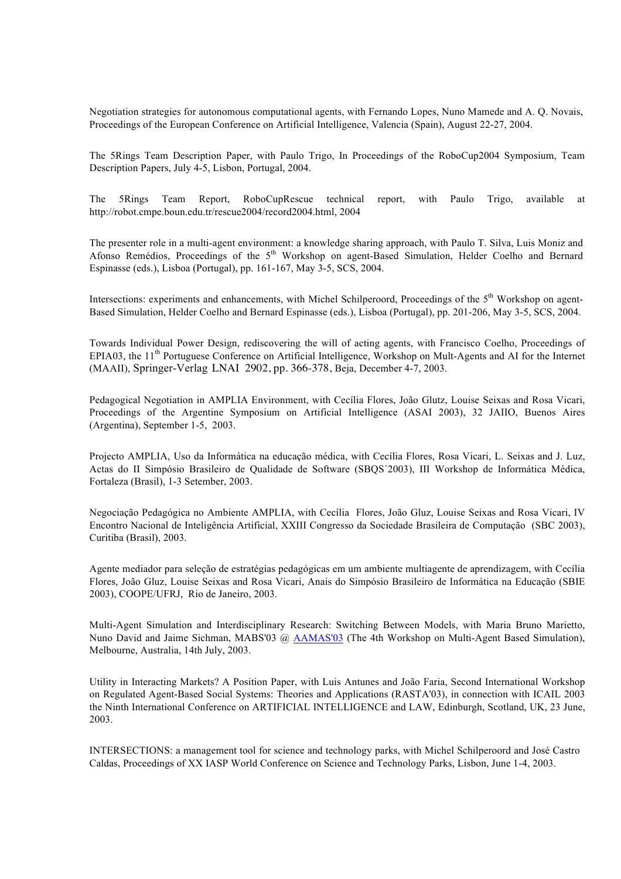Negotiation strategies for autonomous computational agents, with Fernando Lopes, Nuno Mamede and A. Q. Novais, Proceedings of the European Conference on Artificial Intelligence, Valencia (Spain), August 22-27, 2004.

The 5Rings Team Description Paper, with Paulo Trigo, In Proceedings of the RoboCup2004 Symposium, Team Description Papers, July 4-5, Lisbon, Portugal, 2004.

The 5Rings Team Report, RoboCupRescue technical report, with Paulo Trigo, available at http://robot.cmpe.boun.edu.tr/rescue2004/record2004.html, 2004

The presenter role in a multi-agent environment: a knowledge sharing approach, with Paulo T. Silva, Luis Moniz and Afonso Remédios, Proceedings of the 5th Workshop on agent-Based Simulation, Helder Coelho and Bernard Espinasse (eds.), Lisboa (Portugal), pp. 161-167, May 3-5, SCS, 2004.

Intersections: experiments and enhancements, with Michel Schilperoord, Proceedings of the 5th Workshop on agent-Based Simulation, Helder Coelho and Bernard Espinasse (eds.), Lisboa (Portugal), pp. 201-206, May 3-5, SCS, 2004.

Towards Individual Power Design, rediscovering the will of acting agents, with Francisco Coelho, Proceedings of EPIA03, the 11th Portuguese Conference on Artificial Intelligence, Workshop on Mult-Agents and AI for the Internet (MAAII), Springer-Verlag LNAI 2902, pp. 366-378, Beja, December 4-7, 2003.

Pedagogical Negotiation in AMPLIA Environment, with Cecília Flores, João Glutz, Louise Seixas and Rosa Vicari, Proceedings of the Argentine Symposium on Artificial Intelligence (ASAI 2003), 32 JAIIO, Buenos Aires (Argentina), September 1-5, 2003.

Projecto AMPLIA, Uso da Informática na educação médica, with Cecília Flores, Rosa Vicari, L. Seixas and J. Luz, Actas do II Simpósio Brasileiro de Qualidade de Software (SBQS´2003), III Workshop de Informática Médica, Fortaleza (Brasil), 1-3 Setember, 2003.

Negociação Pedagógica no Ambiente AMPLIA, with Cecília Flores, João Gluz, Louise Seixas and Rosa Vicari, IV Encontro Nacional de Inteligência Artificial, XXIII Congresso da Sociedade Brasileira de Computação (SBC 2003), Curitiba (Brasil), 2003.

Agente mediador para seleção de estratégias pedagógicas em um ambiente multiagente de aprendizagem, with Cecília Flores, João Gluz, Louise Seixas and Rosa Vicari, Anais do Simpósio Brasileiro de Informática na Educação (SBIE 2003), COOPE/UFRJ, Rio de Janeiro, 2003.

Multi-Agent Simulation and Interdisciplinary Research: Switching Between Models, with Maria Bruno Marietto, Nuno David and Jaime Sichman, MABS'03 @ AAMAS'03 (The 4th Workshop on Multi-Agent Based Simulation), Melbourne, Australia, 14th July, 2003.

Utility in Interacting Markets? A Position Paper, with Luis Antunes and João Faria, Second International Workshop on Regulated Agent-Based Social Systems: Theories and Applications (RASTA'03), in connection with ICAIL 2003 the Ninth International Conference on ARTIFICIAL INTELLIGENCE and LAW, Edinburgh, Scotland, UK, 23 June, 2003.

INTERSECTIONS: a management tool for science and technology parks, with Michel Schilperoord and José Castro Caldas, Proceedings of XX IASP World Conference on Science and Technology Parks, Lisbon, June 1-4, 2003.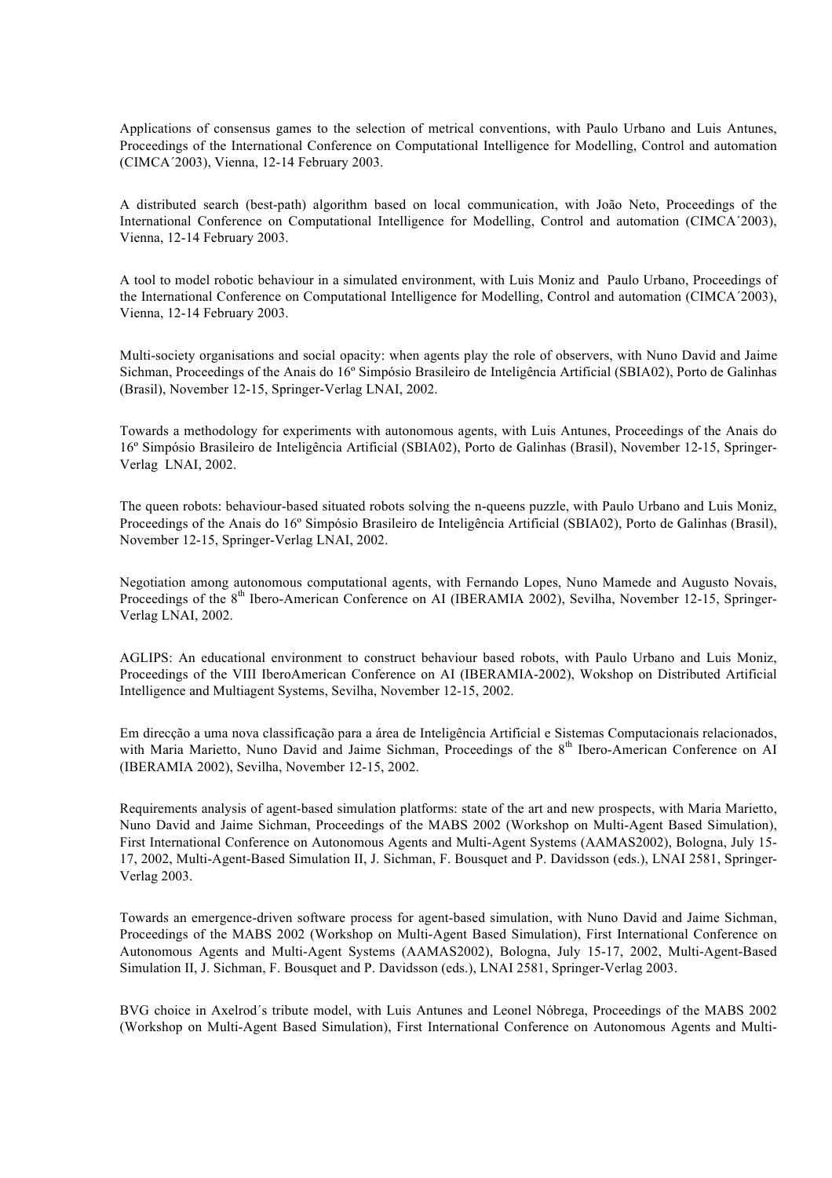Applications of consensus games to the selection of metrical conventions, with Paulo Urbano and Luis Antunes, Proceedings of the International Conference on Computational Intelligence for Modelling, Control and automation (CIMCA´2003), Vienna, 12-14 February 2003.

A distributed search (best-path) algorithm based on local communication, with João Neto, Proceedings of the International Conference on Computational Intelligence for Modelling, Control and automation (CIMCA´2003), Vienna, 12-14 February 2003.

A tool to model robotic behaviour in a simulated environment, with Luis Moniz and Paulo Urbano, Proceedings of the International Conference on Computational Intelligence for Modelling, Control and automation (CIMCA´2003), Vienna, 12-14 February 2003.

Multi-society organisations and social opacity: when agents play the role of observers, with Nuno David and Jaime Sichman, Proceedings of the Anais do 16º Simpósio Brasileiro de Inteligência Artificial (SBIA02), Porto de Galinhas (Brasil), November 12-15, Springer-Verlag LNAI, 2002.

Towards a methodology for experiments with autonomous agents, with Luis Antunes, Proceedings of the Anais do 16º Simpósio Brasileiro de Inteligência Artificial (SBIA02), Porto de Galinhas (Brasil), November 12-15, Springer-Verlag LNAI, 2002.

The queen robots: behaviour-based situated robots solving the n-queens puzzle, with Paulo Urbano and Luis Moniz, Proceedings of the Anais do 16º Simpósio Brasileiro de Inteligência Artificial (SBIA02), Porto de Galinhas (Brasil), November 12-15, Springer-Verlag LNAI, 2002.

Negotiation among autonomous computational agents, with Fernando Lopes, Nuno Mamede and Augusto Novais, Proceedings of the 8th Ibero-American Conference on AI (IBERAMIA 2002), Sevilha, November 12-15, Springer-Verlag LNAI, 2002.

AGLIPS: An educational environment to construct behaviour based robots, with Paulo Urbano and Luis Moniz, Proceedings of the VIII IberoAmerican Conference on AI (IBERAMIA-2002), Wokshop on Distributed Artificial Intelligence and Multiagent Systems, Sevilha, November 12-15, 2002.

Em direcção a uma nova classificação para a área de Inteligência Artificial e Sistemas Computacionais relacionados, with Maria Marietto, Nuno David and Jaime Sichman, Proceedings of the 8th Ibero-American Conference on AI (IBERAMIA 2002), Sevilha, November 12-15, 2002.

Requirements analysis of agent-based simulation platforms: state of the art and new prospects, with Maria Marietto, Nuno David and Jaime Sichman, Proceedings of the MABS 2002 (Workshop on Multi-Agent Based Simulation), First International Conference on Autonomous Agents and Multi-Agent Systems (AAMAS2002), Bologna, July 15-17, 2002, Multi-Agent-Based Simulation II, J. Sichman, F. Bousquet and P. Davidsson (eds.), LNAI 2581, Springer-Verlag 2003.

Towards an emergence-driven software process for agent-based simulation, with Nuno David and Jaime Sichman, Proceedings of the MABS 2002 (Workshop on Multi-Agent Based Simulation), First International Conference on Autonomous Agents and Multi-Agent Systems (AAMAS2002), Bologna, July 15-17, 2002, Multi-Agent-Based Simulation II, J. Sichman, F. Bousquet and P. Davidsson (eds.), LNAI 2581, Springer-Verlag 2003.

BVG choice in Axelrod´s tribute model, with Luis Antunes and Leonel Nóbrega, Proceedings of the MABS 2002 (Workshop on Multi-Agent Based Simulation), First International Conference on Autonomous Agents and Multi-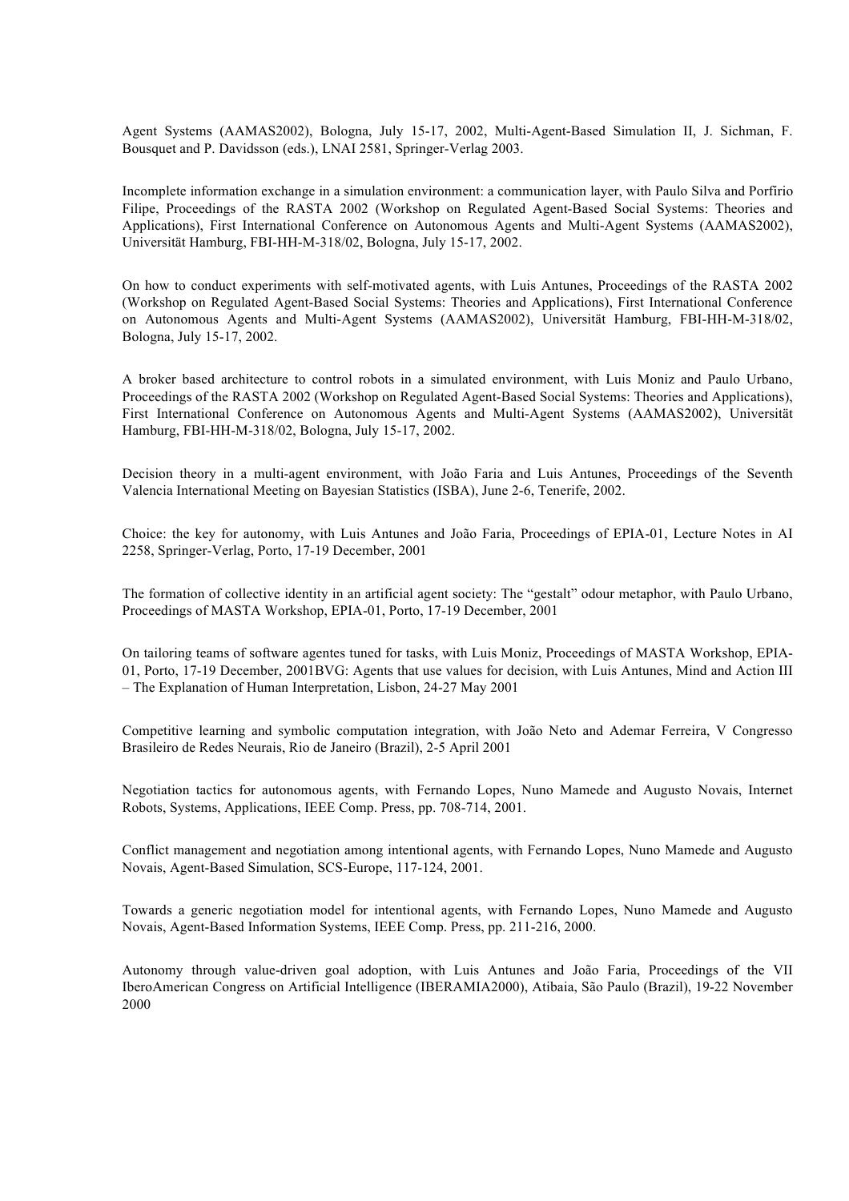Agent Systems (AAMAS2002), Bologna, July 15-17, 2002, Multi-Agent-Based Simulation II, J. Sichman, F. Bousquet and P. Davidsson (eds.), LNAI 2581, Springer-Verlag 2003.

Incomplete information exchange in a simulation environment: a communication layer, with Paulo Silva and Porfírio Filipe, Proceedings of the RASTA 2002 (Workshop on Regulated Agent-Based Social Systems: Theories and Applications), First International Conference on Autonomous Agents and Multi-Agent Systems (AAMAS2002), Universität Hamburg, FBI-HH-M-318/02, Bologna, July 15-17, 2002.

On how to conduct experiments with self-motivated agents, with Luis Antunes, Proceedings of the RASTA 2002 (Workshop on Regulated Agent-Based Social Systems: Theories and Applications), First International Conference on Autonomous Agents and Multi-Agent Systems (AAMAS2002), Universität Hamburg, FBI-HH-M-318/02, Bologna, July 15-17, 2002.

A broker based architecture to control robots in a simulated environment, with Luis Moniz and Paulo Urbano, Proceedings of the RASTA 2002 (Workshop on Regulated Agent-Based Social Systems: Theories and Applications), First International Conference on Autonomous Agents and Multi-Agent Systems (AAMAS2002), Universität Hamburg, FBI-HH-M-318/02, Bologna, July 15-17, 2002.

Decision theory in a multi-agent environment, with João Faria and Luis Antunes, Proceedings of the Seventh Valencia International Meeting on Bayesian Statistics (ISBA), June 2-6, Tenerife, 2002.

Choice: the key for autonomy, with Luis Antunes and João Faria, Proceedings of EPIA-01, Lecture Notes in AI 2258, Springer-Verlag, Porto, 17-19 December, 2001

The formation of collective identity in an artificial agent society: The "gestalt" odour metaphor, with Paulo Urbano, Proceedings of MASTA Workshop, EPIA-01, Porto, 17-19 December, 2001

On tailoring teams of software agentes tuned for tasks, with Luis Moniz, Proceedings of MASTA Workshop, EPIA-01, Porto, 17-19 December, 2001BVG: Agents that use values for decision, with Luis Antunes, Mind and Action III – The Explanation of Human Interpretation, Lisbon, 24-27 May 2001

Competitive learning and symbolic computation integration, with João Neto and Ademar Ferreira, V Congresso Brasileiro de Redes Neurais, Rio de Janeiro (Brazil), 2-5 April 2001

Negotiation tactics for autonomous agents, with Fernando Lopes, Nuno Mamede and Augusto Novais, Internet Robots, Systems, Applications, IEEE Comp. Press, pp. 708-714, 2001.

Conflict management and negotiation among intentional agents, with Fernando Lopes, Nuno Mamede and Augusto Novais, Agent-Based Simulation, SCS-Europe, 117-124, 2001.

Towards a generic negotiation model for intentional agents, with Fernando Lopes, Nuno Mamede and Augusto Novais, Agent-Based Information Systems, IEEE Comp. Press, pp. 211-216, 2000.

Autonomy through value-driven goal adoption, with Luis Antunes and João Faria, Proceedings of the VII IberoAmerican Congress on Artificial Intelligence (IBERAMIA2000), Atibaia, São Paulo (Brazil), 19-22 November 2000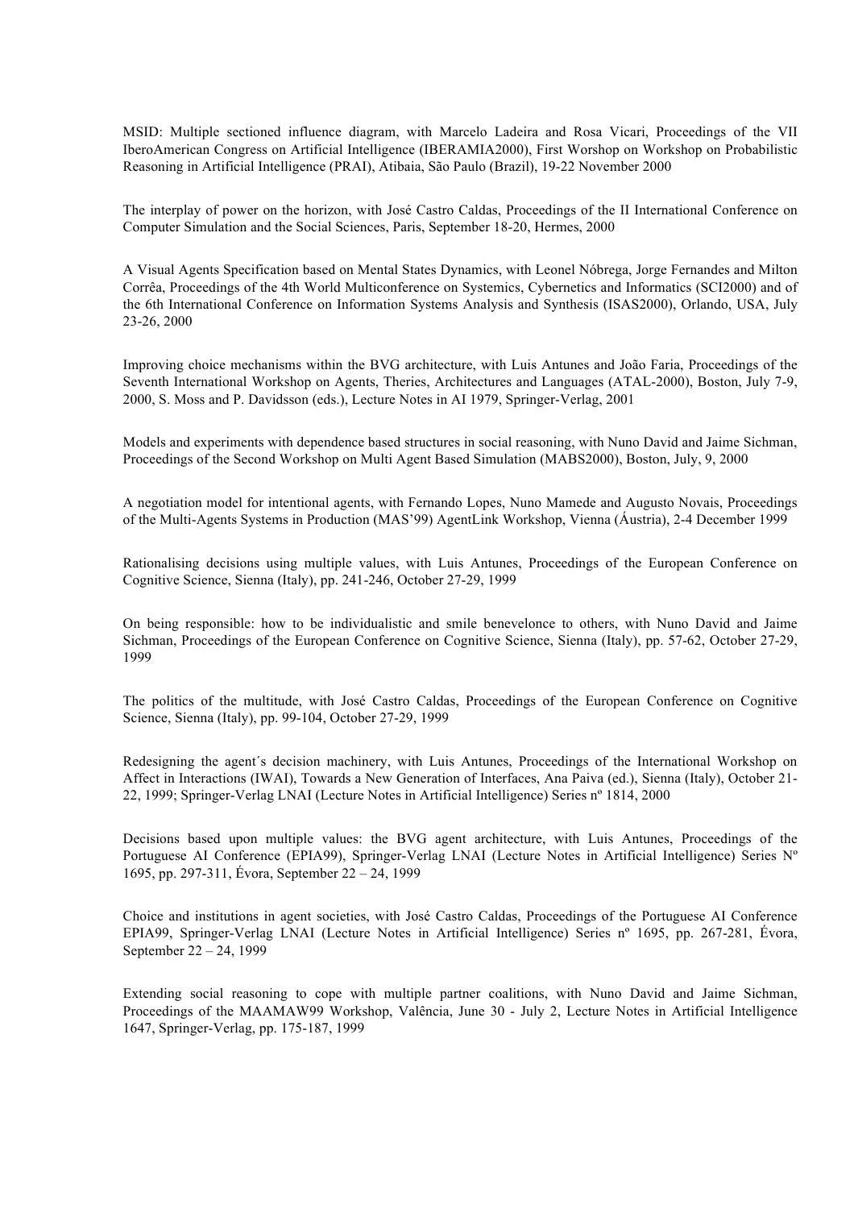MSID: Multiple sectioned influence diagram, with Marcelo Ladeira and Rosa Vicari, Proceedings of the VII IberoAmerican Congress on Artificial Intelligence (IBERAMIA2000), First Worshop on Workshop on Probabilistic Reasoning in Artificial Intelligence (PRAI), Atibaia, São Paulo (Brazil), 19-22 November 2000

The interplay of power on the horizon, with José Castro Caldas, Proceedings of the II International Conference on Computer Simulation and the Social Sciences, Paris, September 18-20, Hermes, 2000

A Visual Agents Specification based on Mental States Dynamics, with Leonel Nóbrega, Jorge Fernandes and Milton Corrêa, Proceedings of the 4th World Multiconference on Systemics, Cybernetics and Informatics (SCI2000) and of the 6th International Conference on Information Systems Analysis and Synthesis (ISAS2000), Orlando, USA, July 23-26, 2000

Improving choice mechanisms within the BVG architecture, with Luis Antunes and João Faria, Proceedings of the Seventh International Workshop on Agents, Theries, Architectures and Languages (ATAL-2000), Boston, July 7-9, 2000, S. Moss and P. Davidsson (eds.), Lecture Notes in AI 1979, Springer-Verlag, 2001

Models and experiments with dependence based structures in social reasoning, with Nuno David and Jaime Sichman, Proceedings of the Second Workshop on Multi Agent Based Simulation (MABS2000), Boston, July, 9, 2000

A negotiation model for intentional agents, with Fernando Lopes, Nuno Mamede and Augusto Novais, Proceedings of the Multi-Agents Systems in Production (MAS'99) AgentLink Workshop, Vienna (Áustria), 2-4 December 1999

Rationalising decisions using multiple values, with Luis Antunes, Proceedings of the European Conference on Cognitive Science, Sienna (Italy), pp. 241-246, October 27-29, 1999

On being responsible: how to be individualistic and smile benevelonce to others, with Nuno David and Jaime Sichman, Proceedings of the European Conference on Cognitive Science, Sienna (Italy), pp. 57-62, October 27-29, 1999

The politics of the multitude, with José Castro Caldas, Proceedings of the European Conference on Cognitive Science, Sienna (Italy), pp. 99-104, October 27-29, 1999

Redesigning the agent´s decision machinery, with Luis Antunes, Proceedings of the International Workshop on Affect in Interactions (IWAI), Towards a New Generation of Interfaces, Ana Paiva (ed.), Sienna (Italy), October 21-22, 1999; Springer-Verlag LNAI (Lecture Notes in Artificial Intelligence) Series nº 1814, 2000

Decisions based upon multiple values: the BVG agent architecture, with Luis Antunes, Proceedings of the Portuguese AI Conference (EPIA99), Springer-Verlag LNAI (Lecture Notes in Artificial Intelligence) Series Nº 1695, pp. 297-311, Évora, September 22 – 24, 1999

Choice and institutions in agent societies, with José Castro Caldas, Proceedings of the Portuguese AI Conference EPIA99, Springer-Verlag LNAI (Lecture Notes in Artificial Intelligence) Series nº 1695, pp. 267-281, Évora, September 22 – 24, 1999

Extending social reasoning to cope with multiple partner coalitions, with Nuno David and Jaime Sichman, Proceedings of the MAAMAW99 Workshop, Valência, June 30 - July 2, Lecture Notes in Artificial Intelligence 1647, Springer-Verlag, pp. 175-187, 1999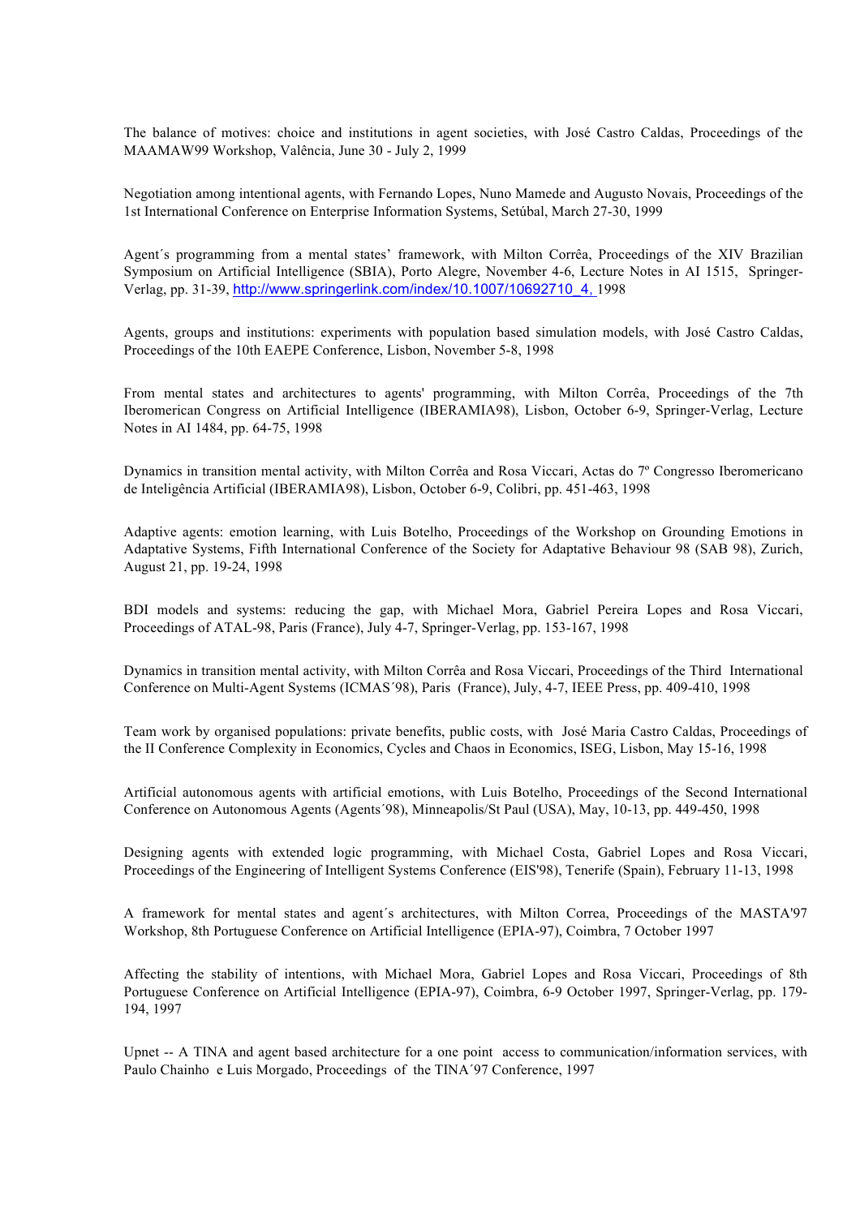The balance of motives: choice and institutions in agent societies, with José Castro Caldas, Proceedings of the MAAMAW99 Workshop, Valência, June 30 - July 2, 1999

Negotiation among intentional agents, with Fernando Lopes, Nuno Mamede and Augusto Novais, Proceedings of the 1st International Conference on Enterprise Information Systems, Setúbal, March 27-30, 1999

Agent´s programming from a mental states' framework, with Milton Corrêa, Proceedings of the XIV Brazilian Symposium on Artificial Intelligence (SBIA), Porto Alegre, November 4-6, Lecture Notes in AI 1515, Springer-Verlag, pp. 31-39, http://www.springerlink.com/index/10.1007/10692710_4, 1998

Agents, groups and institutions: experiments with population based simulation models, with José Castro Caldas, Proceedings of the 10th EAEPE Conference, Lisbon, November 5-8, 1998

From mental states and architectures to agents' programming, with Milton Corrêa, Proceedings of the 7th Iberomerican Congress on Artificial Intelligence (IBERAMIA98), Lisbon, October 6-9, Springer-Verlag, Lecture Notes in AI 1484, pp. 64-75, 1998

Dynamics in transition mental activity, with Milton Corrêa and Rosa Viccari, Actas do 7º Congresso Iberomericano de Inteligência Artificial (IBERAMIA98), Lisbon, October 6-9, Colibri, pp. 451-463, 1998

Adaptive agents: emotion learning, with Luis Botelho, Proceedings of the Workshop on Grounding Emotions in Adaptative Systems, Fifth International Conference of the Society for Adaptative Behaviour 98 (SAB 98), Zurich, August 21, pp. 19-24, 1998

BDI models and systems: reducing the gap, with Michael Mora, Gabriel Pereira Lopes and Rosa Viccari, Proceedings of ATAL-98, Paris (France), July 4-7, Springer-Verlag, pp. 153-167, 1998

Dynamics in transition mental activity, with Milton Corrêa and Rosa Viccari, Proceedings of the Third International Conference on Multi-Agent Systems (ICMAS´98), Paris (France), July, 4-7, IEEE Press, pp. 409-410, 1998

Team work by organised populations: private benefits, public costs, with José Maria Castro Caldas, Proceedings of the II Conference Complexity in Economics, Cycles and Chaos in Economics, ISEG, Lisbon, May 15-16, 1998

Artificial autonomous agents with artificial emotions, with Luis Botelho, Proceedings of the Second International Conference on Autonomous Agents (Agents´98), Minneapolis/St Paul (USA), May, 10-13, pp. 449-450, 1998

Designing agents with extended logic programming, with Michael Costa, Gabriel Lopes and Rosa Viccari, Proceedings of the Engineering of Intelligent Systems Conference (EIS'98), Tenerife (Spain), February 11-13, 1998

A framework for mental states and agent´s architectures, with Milton Correa, Proceedings of the MASTA'97 Workshop, 8th Portuguese Conference on Artificial Intelligence (EPIA-97), Coimbra, 7 October 1997

Affecting the stability of intentions, with Michael Mora, Gabriel Lopes and Rosa Viccari, Proceedings of 8th Portuguese Conference on Artificial Intelligence (EPIA-97), Coimbra, 6-9 October 1997, Springer-Verlag, pp. 179-194, 1997

Upnet -- A TINA and agent based architecture for a one point access to communication/information services, with Paulo Chainho e Luis Morgado, Proceedings of the TINA´97 Conference, 1997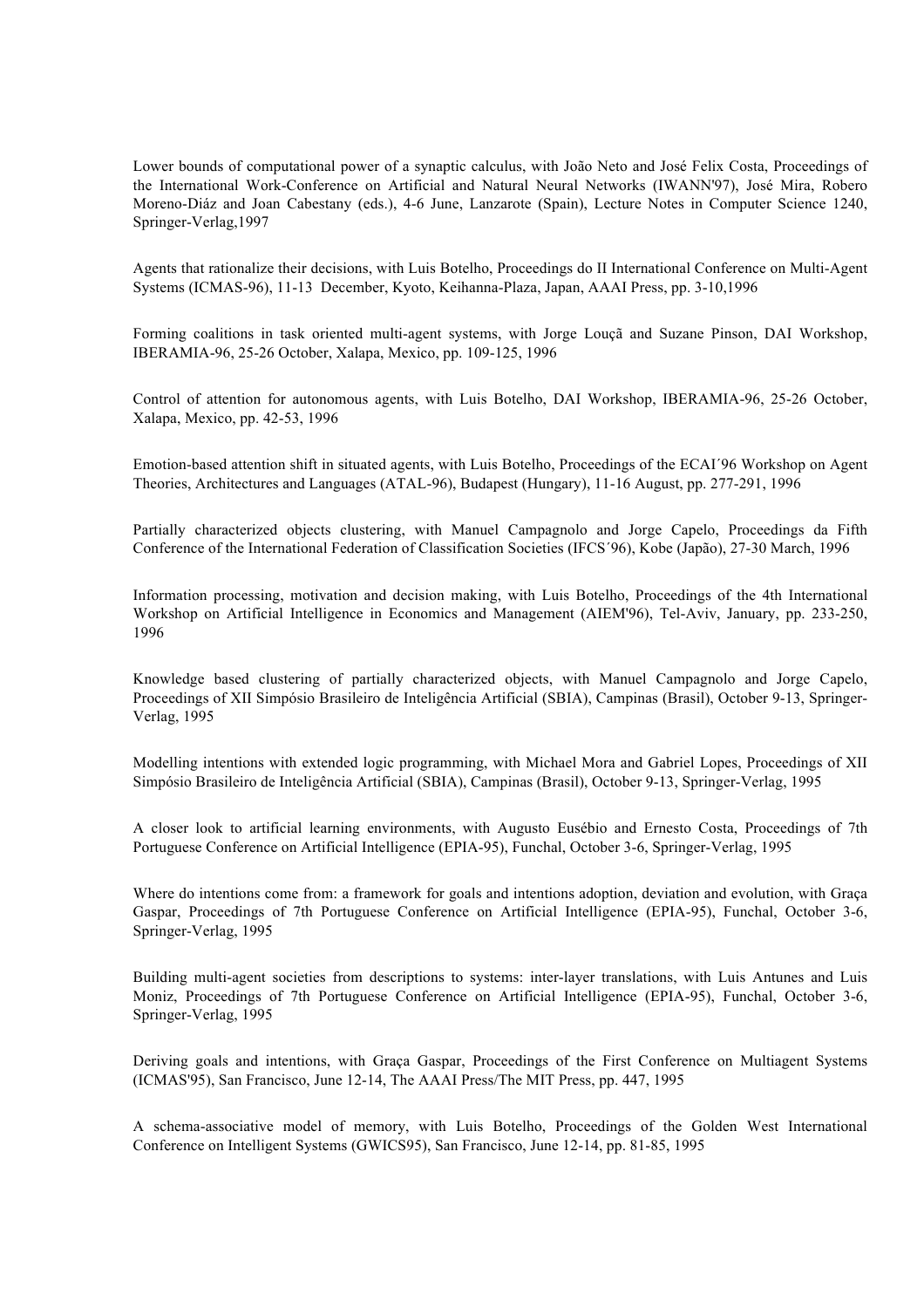Lower bounds of computational power of a synaptic calculus, with João Neto and José Felix Costa, Proceedings of the International Work-Conference on Artificial and Natural Neural Networks (IWANN'97), José Mira, Robero Moreno-Diáz and Joan Cabestany (eds.), 4-6 June, Lanzarote (Spain), Lecture Notes in Computer Science 1240, Springer-Verlag,1997

Agents that rationalize their decisions, with Luis Botelho, Proceedings do II International Conference on Multi-Agent Systems (ICMAS-96), 11-13 December, Kyoto, Keihanna-Plaza, Japan, AAAI Press, pp. 3-10,1996

Forming coalitions in task oriented multi-agent systems, with Jorge Louçã and Suzane Pinson, DAI Workshop, IBERAMIA-96, 25-26 October, Xalapa, Mexico, pp. 109-125, 1996

Control of attention for autonomous agents, with Luis Botelho, DAI Workshop, IBERAMIA-96, 25-26 October, Xalapa, Mexico, pp. 42-53, 1996

Emotion-based attention shift in situated agents, with Luis Botelho, Proceedings of the ECAI´96 Workshop on Agent Theories, Architectures and Languages (ATAL-96), Budapest (Hungary), 11-16 August, pp. 277-291, 1996

Partially characterized objects clustering, with Manuel Campagnolo and Jorge Capelo, Proceedings da Fifth Conference of the International Federation of Classification Societies (IFCS´96), Kobe (Japão), 27-30 March, 1996

Information processing, motivation and decision making, with Luis Botelho, Proceedings of the 4th International Workshop on Artificial Intelligence in Economics and Management (AIEM'96), Tel-Aviv, January, pp. 233-250, 1996

Knowledge based clustering of partially characterized objects, with Manuel Campagnolo and Jorge Capelo, Proceedings of XII Simpósio Brasileiro de Inteligência Artificial (SBIA), Campinas (Brasil), October 9-13, Springer-Verlag, 1995

Modelling intentions with extended logic programming, with Michael Mora and Gabriel Lopes, Proceedings of XII Simpósio Brasileiro de Inteligência Artificial (SBIA), Campinas (Brasil), October 9-13, Springer-Verlag, 1995

A closer look to artificial learning environments, with Augusto Eusébio and Ernesto Costa, Proceedings of 7th Portuguese Conference on Artificial Intelligence (EPIA-95), Funchal, October 3-6, Springer-Verlag, 1995

Where do intentions come from: a framework for goals and intentions adoption, deviation and evolution, with Graça Gaspar, Proceedings of 7th Portuguese Conference on Artificial Intelligence (EPIA-95), Funchal, October 3-6, Springer-Verlag, 1995

Building multi-agent societies from descriptions to systems: inter-layer translations, with Luis Antunes and Luis Moniz, Proceedings of 7th Portuguese Conference on Artificial Intelligence (EPIA-95), Funchal, October 3-6, Springer-Verlag, 1995

Deriving goals and intentions, with Graça Gaspar, Proceedings of the First Conference on Multiagent Systems (ICMAS'95), San Francisco, June 12-14, The AAAI Press/The MIT Press, pp. 447, 1995

A schema-associative model of memory, with Luis Botelho, Proceedings of the Golden West International Conference on Intelligent Systems (GWICS95), San Francisco, June 12-14, pp. 81-85, 1995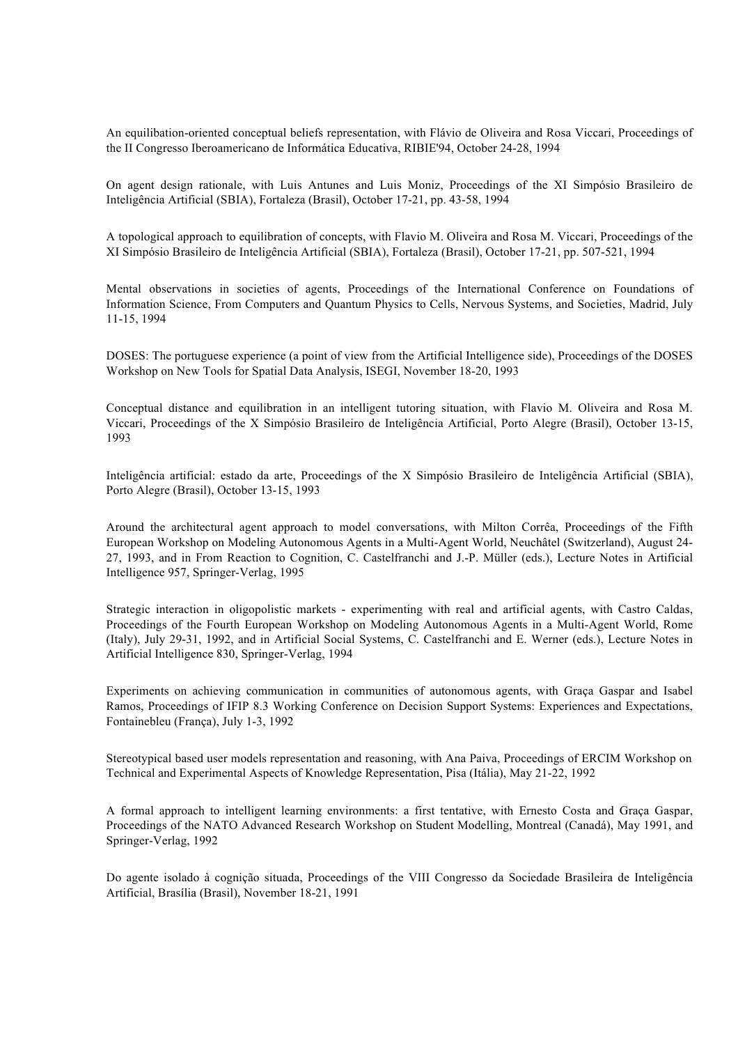An equilibation-oriented conceptual beliefs representation, with Flávio de Oliveira and Rosa Viccari, Proceedings of the II Congresso Iberoamericano de Informática Educativa, RIBIE'94, October 24-28, 1994

On agent design rationale, with Luis Antunes and Luis Moniz, Proceedings of the XI Simpósio Brasileiro de Inteligência Artificial (SBIA), Fortaleza (Brasil), October 17-21, pp. 43-58, 1994

A topological approach to equilibration of concepts, with Flavio M. Oliveira and Rosa M. Viccari, Proceedings of the XI Simpósio Brasileiro de Inteligência Artificial (SBIA), Fortaleza (Brasil), October 17-21, pp. 507-521, 1994

Mental observations in societies of agents, Proceedings of the International Conference on Foundations of Information Science, From Computers and Quantum Physics to Cells, Nervous Systems, and Societies, Madrid, July 11-15, 1994

DOSES: The portuguese experience (a point of view from the Artificial Intelligence side), Proceedings of the DOSES Workshop on New Tools for Spatial Data Analysis, ISEGI, November 18-20, 1993

Conceptual distance and equilibration in an intelligent tutoring situation, with Flavio M. Oliveira and Rosa M. Viccari, Proceedings of the X Simpósio Brasileiro de Inteligência Artificial, Porto Alegre (Brasil), October 13-15, 1993

Inteligência artificial: estado da arte, Proceedings of the X Simpósio Brasileiro de Inteligência Artificial (SBIA), Porto Alegre (Brasil), October 13-15, 1993

Around the architectural agent approach to model conversations, with Milton Corrêa, Proceedings of the Fifth European Workshop on Modeling Autonomous Agents in a Multi-Agent World, Neuchâtel (Switzerland), August 24-27, 1993, and in From Reaction to Cognition, C. Castelfranchi and J.-P. Müller (eds.), Lecture Notes in Artificial Intelligence 957, Springer-Verlag, 1995

Strategic interaction in oligopolistic markets - experimenting with real and artificial agents, with Castro Caldas, Proceedings of the Fourth European Workshop on Modeling Autonomous Agents in a Multi-Agent World, Rome (Italy), July 29-31, 1992, and in Artificial Social Systems, C. Castelfranchi and E. Werner (eds.), Lecture Notes in Artificial Intelligence 830, Springer-Verlag, 1994

Experiments on achieving communication in communities of autonomous agents, with Graça Gaspar and Isabel Ramos, Proceedings of IFIP 8.3 Working Conference on Decision Support Systems: Experiences and Expectations, Fontainebleu (França), July 1-3, 1992

Stereotypical based user models representation and reasoning, with Ana Paiva, Proceedings of ERCIM Workshop on Technical and Experimental Aspects of Knowledge Representation, Pisa (Itália), May 21-22, 1992

A formal approach to intelligent learning environments: a first tentative, with Ernesto Costa and Graça Gaspar, Proceedings of the NATO Advanced Research Workshop on Student Modelling, Montreal (Canadá), May 1991, and Springer-Verlag, 1992

Do agente isolado à cognição situada, Proceedings of the VIII Congresso da Sociedade Brasileira de Inteligência Artificial, Brasília (Brasil), November 18-21, 1991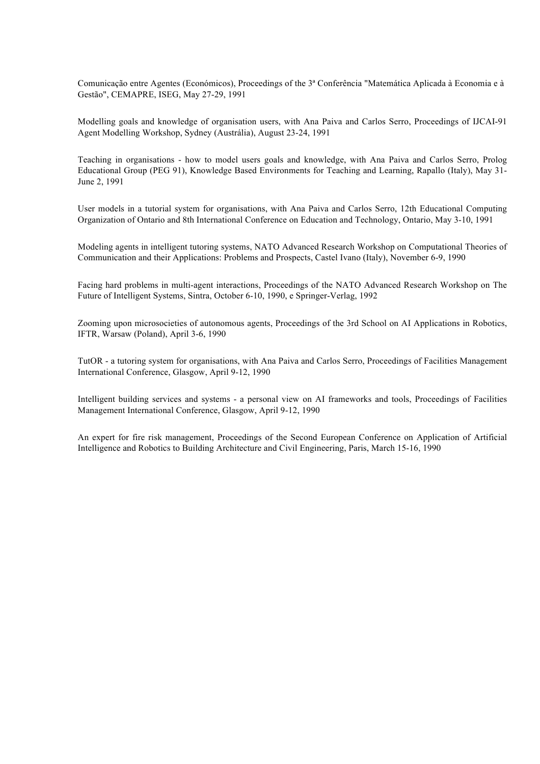Comunicação entre Agentes (Económicos), Proceedings of the 3ª Conferência "Matemática Aplicada à Economia e à Gestão", CEMAPRE, ISEG, May 27-29, 1991

Modelling goals and knowledge of organisation users, with Ana Paiva and Carlos Serro, Proceedings of IJCAI-91 Agent Modelling Workshop, Sydney (Austrália), August 23-24, 1991

Teaching in organisations - how to model users goals and knowledge, with Ana Paiva and Carlos Serro, Prolog Educational Group (PEG 91), Knowledge Based Environments for Teaching and Learning, Rapallo (Italy), May 31-June 2, 1991

User models in a tutorial system for organisations, with Ana Paiva and Carlos Serro, 12th Educational Computing Organization of Ontario and 8th International Conference on Education and Technology, Ontario, May 3-10, 1991

Modeling agents in intelligent tutoring systems, NATO Advanced Research Workshop on Computational Theories of Communication and their Applications: Problems and Prospects, Castel Ivano (Italy), November 6-9, 1990

Facing hard problems in multi-agent interactions, Proceedings of the NATO Advanced Research Workshop on The Future of Intelligent Systems, Sintra, October 6-10, 1990, e Springer-Verlag, 1992

Zooming upon microsocieties of autonomous agents, Proceedings of the 3rd School on AI Applications in Robotics, IFTR, Warsaw (Poland), April 3-6, 1990

TutOR - a tutoring system for organisations, with Ana Paiva and Carlos Serro, Proceedings of Facilities Management International Conference, Glasgow, April 9-12, 1990

Intelligent building services and systems - a personal view on AI frameworks and tools, Proceedings of Facilities Management International Conference, Glasgow, April 9-12, 1990

An expert for fire risk management, Proceedings of the Second European Conference on Application of Artificial Intelligence and Robotics to Building Architecture and Civil Engineering, Paris, March 15-16, 1990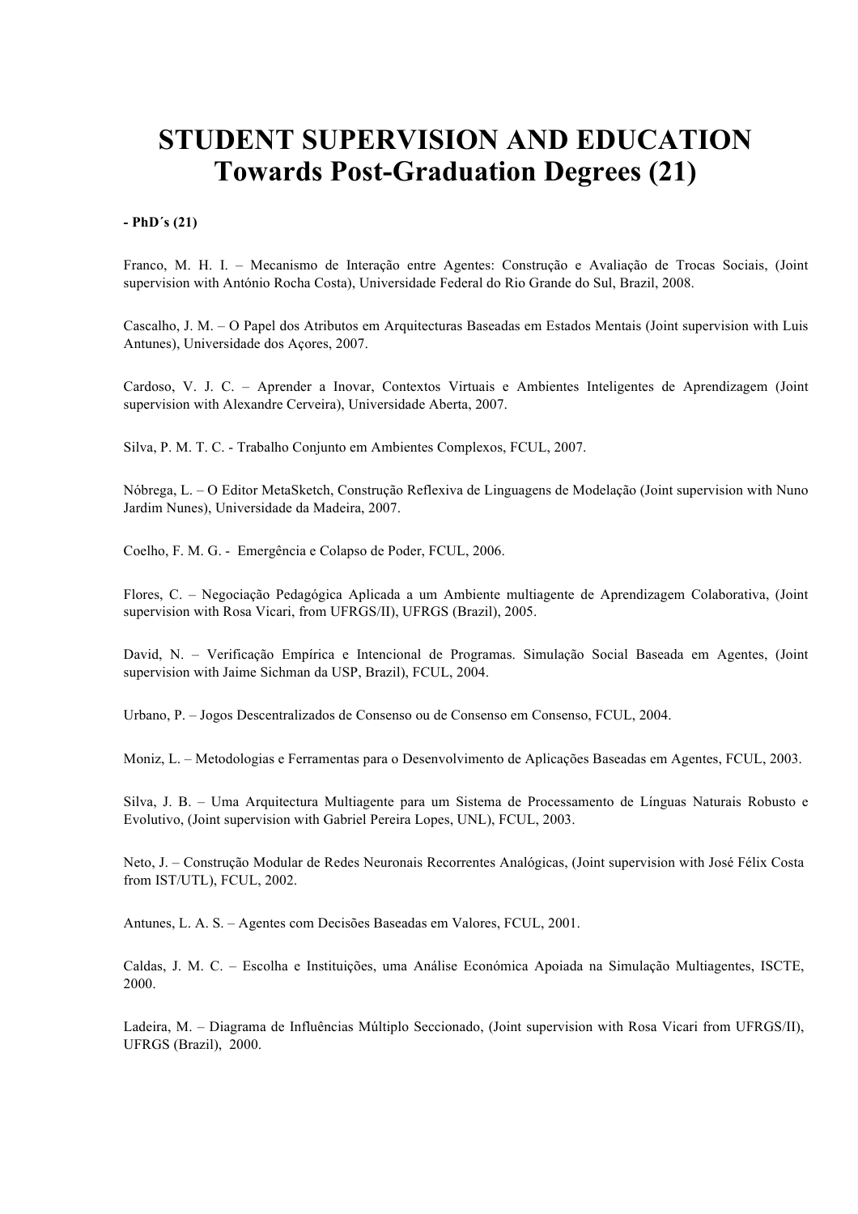# STUDENT SUPERVISION AND EDUCATION
# Towards Post-Graduation Degrees (21)

**- PhD´s (21)**

Franco, M. H. I. – Mecanismo de Interação entre Agentes: Construção e Avaliação de Trocas Sociais, (Joint supervision with António Rocha Costa), Universidade Federal do Rio Grande do Sul, Brazil, 2008.

Cascalho, J. M. – O Papel dos Atributos em Arquitecturas Baseadas em Estados Mentais (Joint supervision with Luis Antunes), Universidade dos Açores, 2007.

Cardoso, V. J. C. – Aprender a Inovar, Contextos Virtuais e Ambientes Inteligentes de Aprendizagem (Joint supervision with Alexandre Cerveira), Universidade Aberta, 2007.

Silva, P. M. T. C. - Trabalho Conjunto em Ambientes Complexos, FCUL, 2007.

Nóbrega, L. – O Editor MetaSketch, Construção Reflexiva de Linguagens de Modelação (Joint supervision with Nuno Jardim Nunes), Universidade da Madeira, 2007.

Coelho, F. M. G. - Emergência e Colapso de Poder, FCUL, 2006.

Flores, C. – Negociação Pedagógica Aplicada a um Ambiente multiagente de Aprendizagem Colaborativa, (Joint supervision with Rosa Vicari, from UFRGS/II), UFRGS (Brazil), 2005.

David, N. – Verificação Empírica e Intencional de Programas. Simulação Social Baseada em Agentes, (Joint supervision with Jaime Sichman da USP, Brazil), FCUL, 2004.

Urbano, P. – Jogos Descentralizados de Consenso ou de Consenso em Consenso, FCUL, 2004.

Moniz, L. – Metodologias e Ferramentas para o Desenvolvimento de Aplicações Baseadas em Agentes, FCUL, 2003.

Silva, J. B. – Uma Arquitectura Multiagente para um Sistema de Processamento de Línguas Naturais Robusto e Evolutivo, (Joint supervision with Gabriel Pereira Lopes, UNL), FCUL, 2003.

Neto, J. – Construção Modular de Redes Neuronais Recorrentes Analógicas, (Joint supervision with José Félix Costa from IST/UTL), FCUL, 2002.

Antunes, L. A. S. – Agentes com Decisões Baseadas em Valores, FCUL, 2001.

Caldas, J. M. C. – Escolha e Instituições, uma Análise Económica Apoiada na Simulação Multiagentes, ISCTE, 2000.

Ladeira, M. – Diagrama de Influências Múltiplo Seccionado, (Joint supervision with Rosa Vicari from UFRGS/II), UFRGS (Brazil), 2000.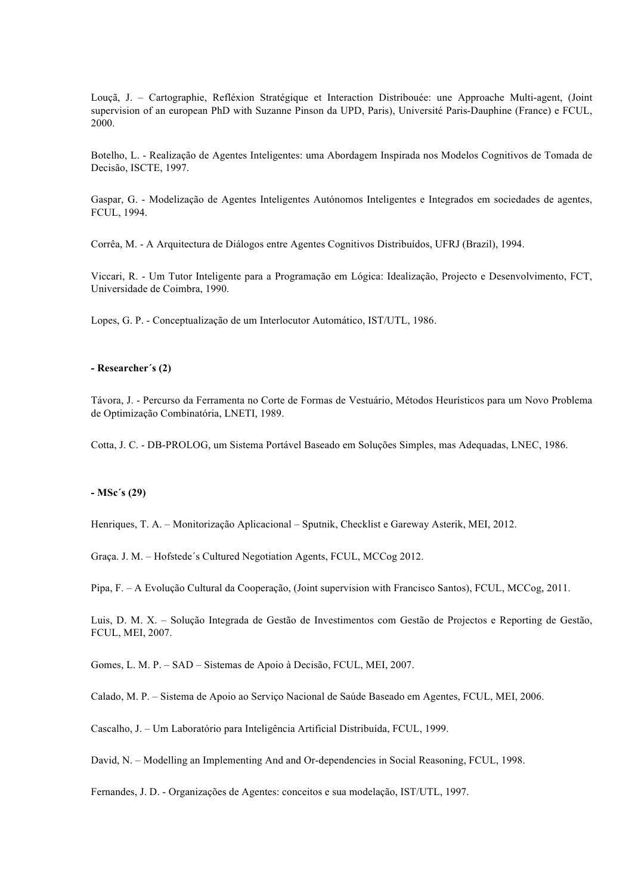Louçã, J. – Cartographie, Refléxion Stratégique et Interaction Distribouée: une Approache Multi-agent, (Joint supervision of an european PhD with Suzanne Pinson da UPD, Paris), Université Paris-Dauphine (France) e FCUL, 2000.

Botelho, L. - Realização de Agentes Inteligentes: uma Abordagem Inspirada nos Modelos Cognitivos de Tomada de Decisão, ISCTE, 1997.

Gaspar, G. - Modelização de Agentes Inteligentes Autónomos Inteligentes e Integrados em sociedades de agentes, FCUL, 1994.

Corrêa, M. - A Arquitectura de Diálogos entre Agentes Cognitivos Distribuídos, UFRJ (Brazil), 1994.

Viccari, R. - Um Tutor Inteligente para a Programação em Lógica: Idealização, Projecto e Desenvolvimento, FCT, Universidade de Coimbra, 1990.

Lopes, G. P. - Conceptualização de um Interlocutor Automático, IST/UTL, 1986.

**- Researcher´s (2)**

Távora, J. - Percurso da Ferramenta no Corte de Formas de Vestuário, Métodos Heurísticos para um Novo Problema de Optimização Combinatória, LNETI, 1989.

Cotta, J. C. - DB-PROLOG, um Sistema Portável Baseado em Soluções Simples, mas Adequadas, LNEC, 1986.

**- MSc´s (29)**

Henriques, T. A. – Monitorização Aplicacional – Sputnik, Checklist e Gareway Asterik, MEI, 2012.

Graça. J. M. – Hofstede´s Cultured Negotiation Agents, FCUL, MCCog 2012.

Pipa, F. – A Evolução Cultural da Cooperação, (Joint supervision with Francisco Santos), FCUL, MCCog, 2011.

Luis, D. M. X. – Solução Integrada de Gestão de Investimentos com Gestão de Projectos e Reporting de Gestão, FCUL, MEI, 2007.

Gomes, L. M. P. – SAD – Sistemas de Apoio à Decisão, FCUL, MEI, 2007.

Calado, M. P. – Sistema de Apoio ao Serviço Nacional de Saúde Baseado em Agentes, FCUL, MEI, 2006.

Cascalho, J. – Um Laboratório para Inteligência Artificial Distribuída, FCUL, 1999.

David, N. – Modelling an Implementing And and Or-dependencies in Social Reasoning, FCUL, 1998.

Fernandes, J. D. - Organizações de Agentes: conceitos e sua modelação, IST/UTL, 1997.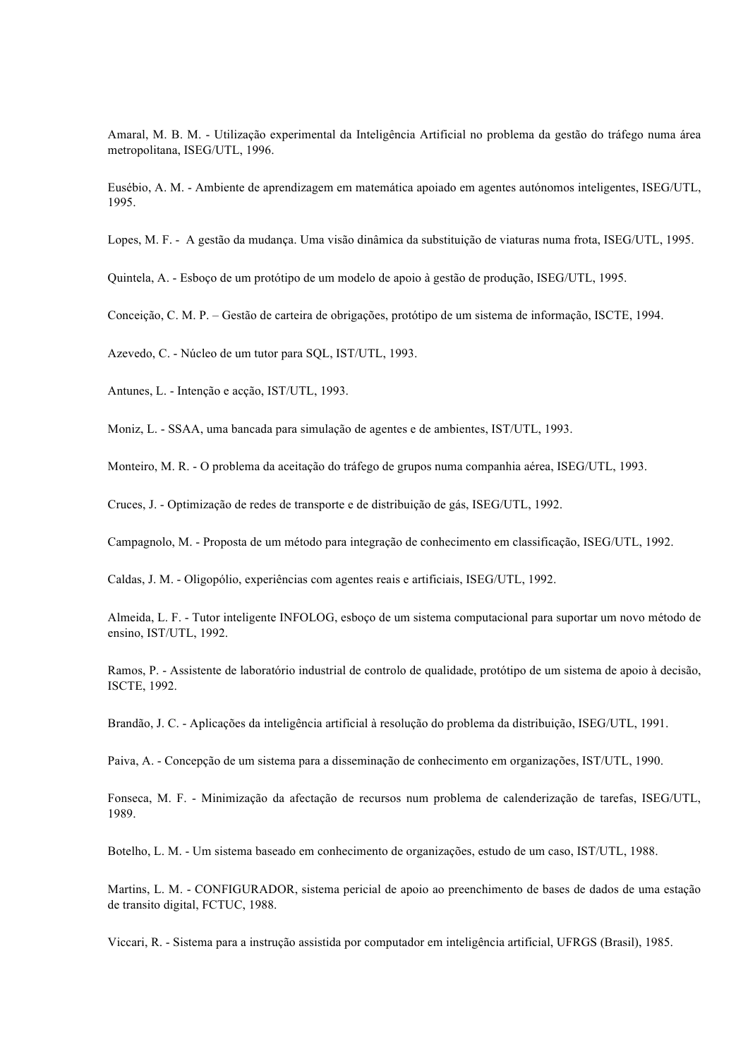Amaral, M. B. M. - Utilização experimental da Inteligência Artificial no problema da gestão do tráfego numa área metropolitana, ISEG/UTL, 1996.

Eusébio, A. M. - Ambiente de aprendizagem em matemática apoiado em agentes autónomos inteligentes, ISEG/UTL, 1995.

Lopes, M. F. - A gestão da mudança. Uma visão dinâmica da substituição de viaturas numa frota, ISEG/UTL, 1995.

Quintela, A. - Esboço de um protótipo de um modelo de apoio à gestão de produção, ISEG/UTL, 1995.

Conceição, C. M. P. – Gestão de carteira de obrigações, protótipo de um sistema de informação, ISCTE, 1994.

Azevedo, C. - Núcleo de um tutor para SQL, IST/UTL, 1993.

Antunes, L. - Intenção e acção, IST/UTL, 1993.

Moniz, L. - SSAA, uma bancada para simulação de agentes e de ambientes, IST/UTL, 1993.

Monteiro, M. R. - O problema da aceitação do tráfego de grupos numa companhia aérea, ISEG/UTL, 1993.

Cruces, J. - Optimização de redes de transporte e de distribuição de gás, ISEG/UTL, 1992.

Campagnolo, M. - Proposta de um método para integração de conhecimento em classificação, ISEG/UTL, 1992.

Caldas, J. M. - Oligopólio, experiências com agentes reais e artificiais, ISEG/UTL, 1992.

Almeida, L. F. - Tutor inteligente INFOLOG, esboço de um sistema computacional para suportar um novo método de ensino, IST/UTL, 1992.

Ramos, P. - Assistente de laboratório industrial de controlo de qualidade, protótipo de um sistema de apoio à decisão, ISCTE, 1992.

Brandão, J. C. - Aplicações da inteligência artificial à resolução do problema da distribuição, ISEG/UTL, 1991.

Paiva, A. - Concepção de um sistema para a disseminação de conhecimento em organizações, IST/UTL, 1990.

Fonseca, M. F. - Minimização da afectação de recursos num problema de calenderização de tarefas, ISEG/UTL, 1989.

Botelho, L. M. - Um sistema baseado em conhecimento de organizações, estudo de um caso, IST/UTL, 1988.

Martins, L. M. - CONFIGURADOR, sistema pericial de apoio ao preenchimento de bases de dados de uma estação de transito digital, FCTUC, 1988.

Viccari, R. - Sistema para a instrução assistida por computador em inteligência artificial, UFRGS (Brasil), 1985.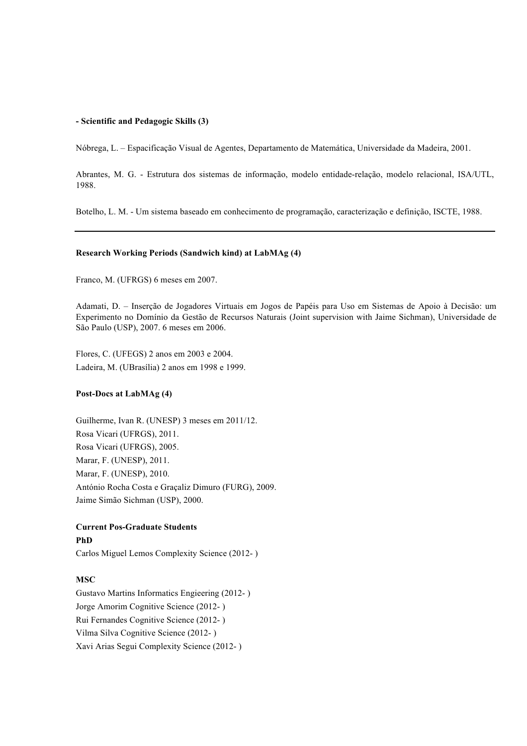**- Scientific and Pedagogic Skills (3)**

Nóbrega, L. – Espacificação Visual de Agentes, Departamento de Matemática, Universidade da Madeira, 2001.

Abrantes, M. G. - Estrutura dos sistemas de informação, modelo entidade-relação, modelo relacional, ISA/UTL, 1988.

Botelho, L. M. - Um sistema baseado em conhecimento de programação, caracterização e definição, ISCTE, 1988.

---

**Research Working Periods (Sandwich kind) at LabMAg (4)**

Franco, M. (UFRGS) 6 meses em 2007.

Adamati, D. – Inserção de Jogadores Virtuais em Jogos de Papéis para Uso em Sistemas de Apoio à Decisão: um Experimento no Domínio da Gestão de Recursos Naturais (Joint supervision with Jaime Sichman), Universidade de São Paulo (USP), 2007. 6 meses em 2006.

Flores, C. (UFEGS) 2 anos em 2003 e 2004.
Ladeira, M. (UBrasília) 2 anos em 1998 e 1999.

**Post-Docs at LabMAg (4)**

Guilherme, Ivan R. (UNESP) 3 meses em 2011/12.
Rosa Vicari (UFRGS), 2011.
Rosa Vicari (UFRGS), 2005.
Marar, F. (UNESP), 2011.
Marar, F. (UNESP), 2010.
António Rocha Costa e Graçaliz Dimuro (FURG), 2009.
Jaime Simão Sichman (USP), 2000.

**Current Pos-Graduate Students**
**PhD**
Carlos Miguel Lemos Complexity Science (2012- )

**MSC**
Gustavo Martins Informatics Engieering (2012- )
Jorge Amorim Cognitive Science (2012- )
Rui Fernandes Cognitive Science (2012- )
Vilma Silva Cognitive Science (2012- )
Xavi Arias Segui Complexity Science (2012- )